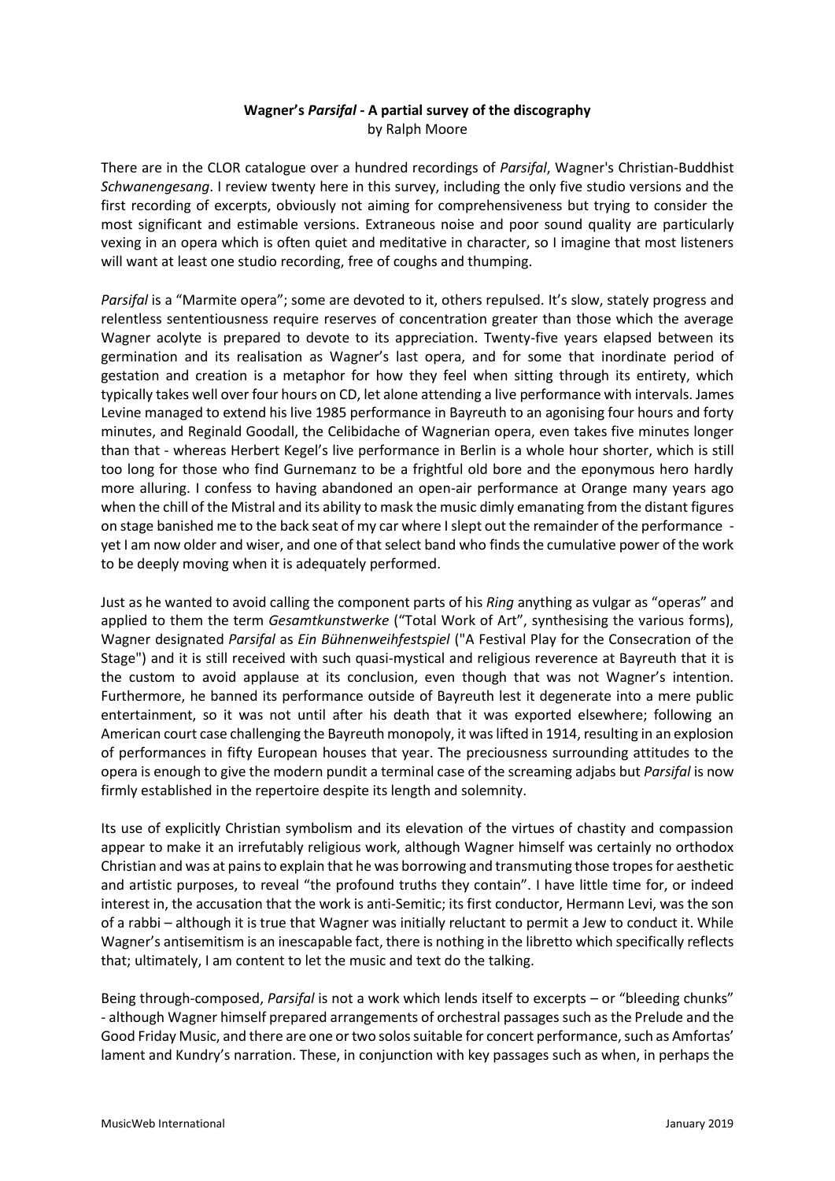**Wagner's *Parsifal* - A partial survey of the discography**
by Ralph Moore

There are in the CLOR catalogue over a hundred recordings of *Parsifal*, Wagner's Christian-Buddhist *Schwanengesang*. I review twenty here in this survey, including the only five studio versions and the first recording of excerpts, obviously not aiming for comprehensiveness but trying to consider the most significant and estimable versions. Extraneous noise and poor sound quality are particularly vexing in an opera which is often quiet and meditative in character, so I imagine that most listeners will want at least one studio recording, free of coughs and thumping.

*Parsifal* is a "Marmite opera"; some are devoted to it, others repulsed. It's slow, stately progress and relentless sententiousness require reserves of concentration greater than those which the average Wagner acolyte is prepared to devote to its appreciation. Twenty-five years elapsed between its germination and its realisation as Wagner's last opera, and for some that inordinate period of gestation and creation is a metaphor for how they feel when sitting through its entirety, which typically takes well over four hours on CD, let alone attending a live performance with intervals. James Levine managed to extend his live 1985 performance in Bayreuth to an agonising four hours and forty minutes, and Reginald Goodall, the Celibidache of Wagnerian opera, even takes five minutes longer than that - whereas Herbert Kegel's live performance in Berlin is a whole hour shorter, which is still too long for those who find Gurnemanz to be a frightful old bore and the eponymous hero hardly more alluring. I confess to having abandoned an open-air performance at Orange many years ago when the chill of the Mistral and its ability to mask the music dimly emanating from the distant figures on stage banished me to the back seat of my car where I slept out the remainder of the performance - yet I am now older and wiser, and one of that select band who finds the cumulative power of the work to be deeply moving when it is adequately performed.

Just as he wanted to avoid calling the component parts of his *Ring* anything as vulgar as "operas" and applied to them the term *Gesamtkunstwerke* ("Total Work of Art", synthesising the various forms), Wagner designated *Parsifal* as *Ein Bühnenweihfestspiel* ("A Festival Play for the Consecration of the Stage") and it is still received with such quasi-mystical and religious reverence at Bayreuth that it is the custom to avoid applause at its conclusion, even though that was not Wagner's intention. Furthermore, he banned its performance outside of Bayreuth lest it degenerate into a mere public entertainment, so it was not until after his death that it was exported elsewhere; following an American court case challenging the Bayreuth monopoly, it was lifted in 1914, resulting in an explosion of performances in fifty European houses that year. The preciousness surrounding attitudes to the opera is enough to give the modern pundit a terminal case of the screaming adjabs but *Parsifal* is now firmly established in the repertoire despite its length and solemnity.

Its use of explicitly Christian symbolism and its elevation of the virtues of chastity and compassion appear to make it an irrefutably religious work, although Wagner himself was certainly no orthodox Christian and was at pains to explain that he was borrowing and transmuting those tropes for aesthetic and artistic purposes, to reveal "the profound truths they contain". I have little time for, or indeed interest in, the accusation that the work is anti-Semitic; its first conductor, Hermann Levi, was the son of a rabbi – although it is true that Wagner was initially reluctant to permit a Jew to conduct it. While Wagner's antisemitism is an inescapable fact, there is nothing in the libretto which specifically reflects that; ultimately, I am content to let the music and text do the talking.

Being through-composed, *Parsifal* is not a work which lends itself to excerpts – or "bleeding chunks" - although Wagner himself prepared arrangements of orchestral passages such as the Prelude and the Good Friday Music, and there are one or two solos suitable for concert performance, such as Amfortas' lament and Kundry's narration. These, in conjunction with key passages such as when, in perhaps the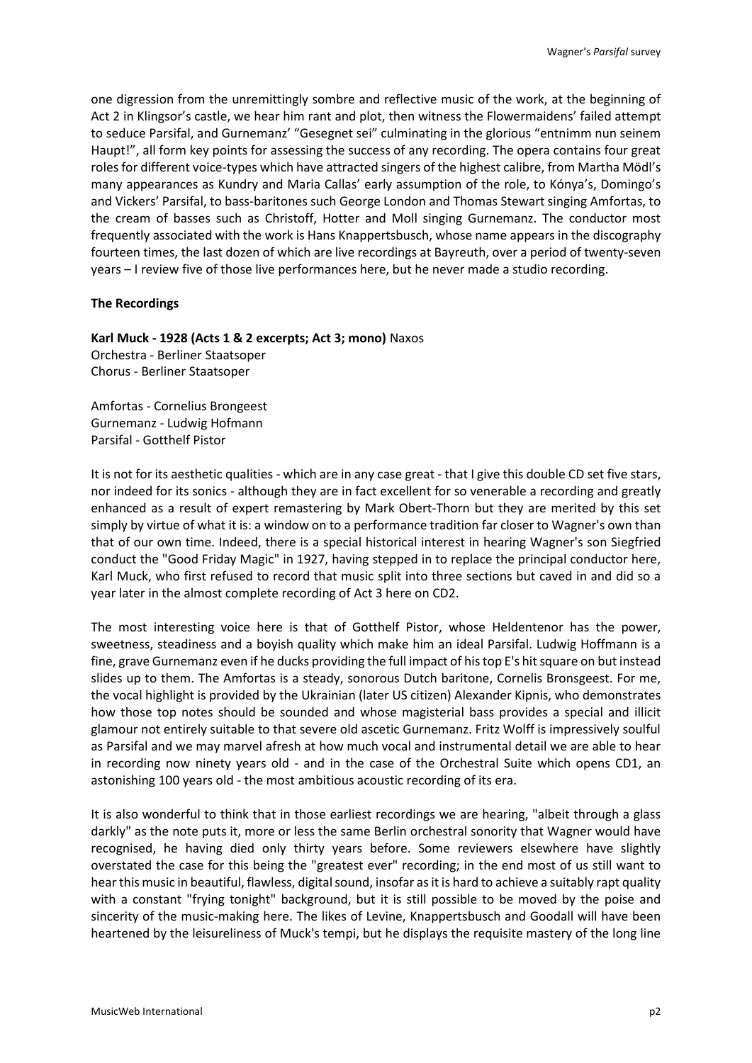one digression from the unremittingly sombre and reflective music of the work, at the beginning of Act 2 in Klingsor's castle, we hear him rant and plot, then witness the Flowermaidens' failed attempt to seduce Parsifal, and Gurnemanz' "Gesegnet sei" culminating in the glorious "entnimm nun seinem Haupt!", all form key points for assessing the success of any recording. The opera contains four great roles for different voice-types which have attracted singers of the highest calibre, from Martha Mödl's many appearances as Kundry and Maria Callas' early assumption of the role, to Kónya's, Domingo's and Vickers' Parsifal, to bass-baritones such George London and Thomas Stewart singing Amfortas, to the cream of basses such as Christoff, Hotter and Moll singing Gurnemanz. The conductor most frequently associated with the work is Hans Knappertsbusch, whose name appears in the discography fourteen times, the last dozen of which are live recordings at Bayreuth, over a period of twenty-seven years – I review five of those live performances here, but he never made a studio recording.

**The Recordings**

**Karl Muck - 1928 (Acts 1 & 2 excerpts; Act 3; mono)** Naxos
Orchestra - Berliner Staatsoper
Chorus - Berliner Staatsoper

Amfortas - Cornelius Brongeest
Gurnemanz - Ludwig Hofmann
Parsifal - Gotthelf Pistor

It is not for its aesthetic qualities - which are in any case great - that I give this double CD set five stars, nor indeed for its sonics - although they are in fact excellent for so venerable a recording and greatly enhanced as a result of expert remastering by Mark Obert-Thorn but they are merited by this set simply by virtue of what it is: a window on to a performance tradition far closer to Wagner's own than that of our own time. Indeed, there is a special historical interest in hearing Wagner's son Siegfried conduct the "Good Friday Magic" in 1927, having stepped in to replace the principal conductor here, Karl Muck, who first refused to record that music split into three sections but caved in and did so a year later in the almost complete recording of Act 3 here on CD2.

The most interesting voice here is that of Gotthelf Pistor, whose Heldentenor has the power, sweetness, steadiness and a boyish quality which make him an ideal Parsifal. Ludwig Hoffmann is a fine, grave Gurnemanz even if he ducks providing the full impact of his top E's hit square on but instead slides up to them. The Amfortas is a steady, sonorous Dutch baritone, Cornelis Bronsgeest. For me, the vocal highlight is provided by the Ukrainian (later US citizen) Alexander Kipnis, who demonstrates how those top notes should be sounded and whose magisterial bass provides a special and illicit glamour not entirely suitable to that severe old ascetic Gurnemanz. Fritz Wolff is impressively soulful as Parsifal and we may marvel afresh at how much vocal and instrumental detail we are able to hear in recording now ninety years old - and in the case of the Orchestral Suite which opens CD1, an astonishing 100 years old - the most ambitious acoustic recording of its era.

It is also wonderful to think that in those earliest recordings we are hearing, "albeit through a glass darkly" as the note puts it, more or less the same Berlin orchestral sonority that Wagner would have recognised, he having died only thirty years before. Some reviewers elsewhere have slightly overstated the case for this being the "greatest ever" recording; in the end most of us still want to hear this music in beautiful, flawless, digital sound, insofar as it is hard to achieve a suitably rapt quality with a constant "frying tonight" background, but it is still possible to be moved by the poise and sincerity of the music-making here. The likes of Levine, Knappertsbusch and Goodall will have been heartened by the leisureliness of Muck's tempi, but he displays the requisite mastery of the long line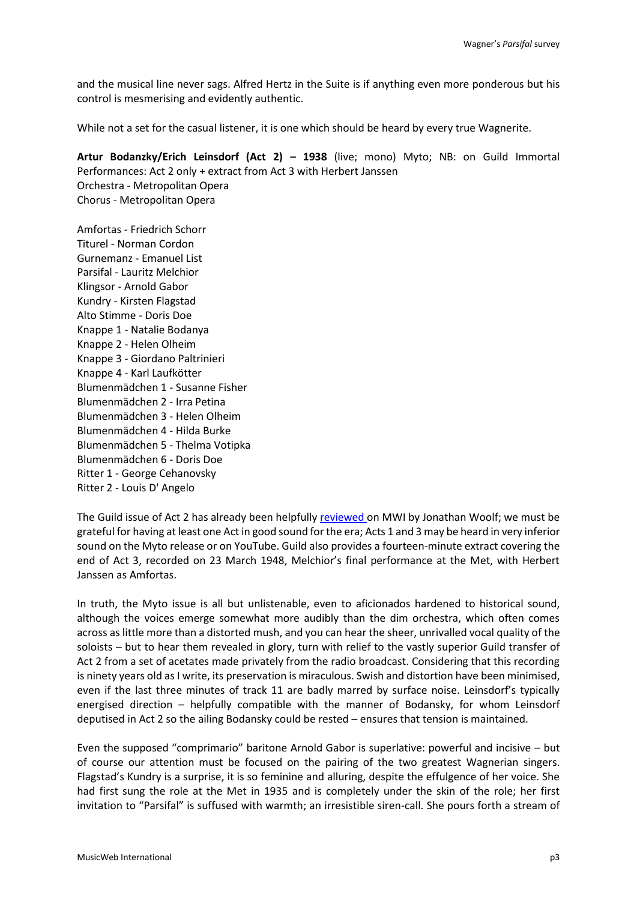and the musical line never sags. Alfred Hertz in the Suite is if anything even more ponderous but his control is mesmerising and evidently authentic.

While not a set for the casual listener, it is one which should be heard by every true Wagnerite.

**Artur Bodanzky/Erich Leinsdorf (Act 2) – 1938** (live; mono) Myto; NB: on Guild Immortal Performances: Act 2 only + extract from Act 3 with Herbert Janssen
Orchestra - Metropolitan Opera
Chorus - Metropolitan Opera

Amfortas - Friedrich Schorr
Titurel - Norman Cordon
Gurnemanz - Emanuel List
Parsifal - Lauritz Melchior
Klingsor - Arnold Gabor
Kundry - Kirsten Flagstad
Alto Stimme - Doris Doe
Knappe 1 - Natalie Bodanya
Knappe 2 - Helen Olheim
Knappe 3 - Giordano Paltrinieri
Knappe 4 - Karl Laufkötter
Blumenmädchen 1 - Susanne Fisher
Blumenmädchen 2 - Irra Petina
Blumenmädchen 3 - Helen Olheim
Blumenmädchen 4 - Hilda Burke
Blumenmädchen 5 - Thelma Votipka
Blumenmädchen 6 - Doris Doe
Ritter 1 - George Cehanovsky
Ritter 2 - Louis D' Angelo

The Guild issue of Act 2 has already been helpfully reviewed on MWI by Jonathan Woolf; we must be grateful for having at least one Act in good sound for the era; Acts 1 and 3 may be heard in very inferior sound on the Myto release or on YouTube. Guild also provides a fourteen-minute extract covering the end of Act 3, recorded on 23 March 1948, Melchior's final performance at the Met, with Herbert Janssen as Amfortas.

In truth, the Myto issue is all but unlistenable, even to aficionados hardened to historical sound, although the voices emerge somewhat more audibly than the dim orchestra, which often comes across as little more than a distorted mush, and you can hear the sheer, unrivalled vocal quality of the soloists – but to hear them revealed in glory, turn with relief to the vastly superior Guild transfer of Act 2 from a set of acetates made privately from the radio broadcast. Considering that this recording is ninety years old as I write, its preservation is miraculous. Swish and distortion have been minimised, even if the last three minutes of track 11 are badly marred by surface noise. Leinsdorf's typically energised direction – helpfully compatible with the manner of Bodansky, for whom Leinsdorf deputised in Act 2 so the ailing Bodansky could be rested – ensures that tension is maintained.

Even the supposed "comprimario" baritone Arnold Gabor is superlative: powerful and incisive – but of course our attention must be focused on the pairing of the two greatest Wagnerian singers. Flagstad's Kundry is a surprise, it is so feminine and alluring, despite the effulgence of her voice. She had first sung the role at the Met in 1935 and is completely under the skin of the role; her first invitation to "Parsifal" is suffused with warmth; an irresistible siren-call. She pours forth a stream of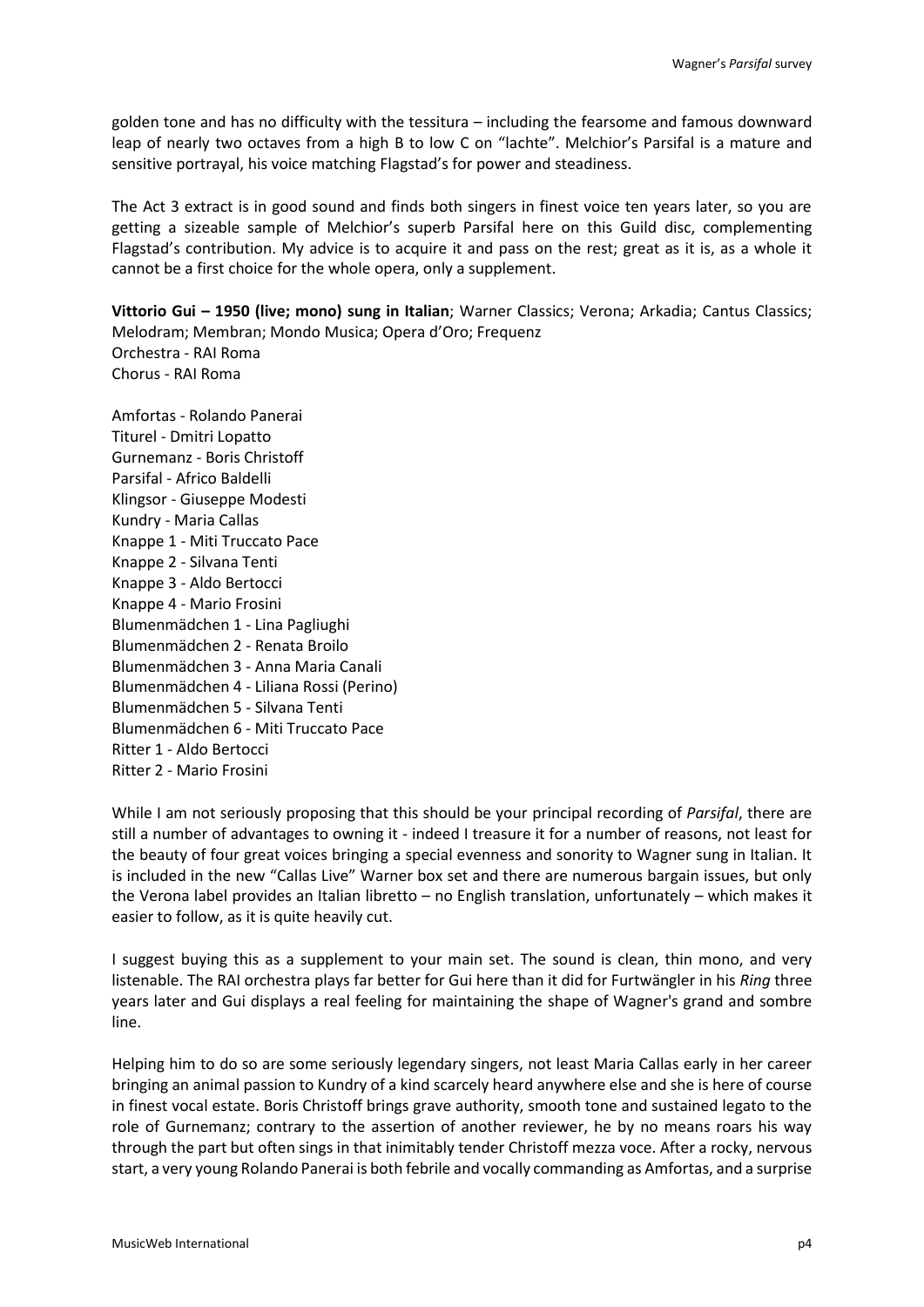golden tone and has no difficulty with the tessitura – including the fearsome and famous downward leap of nearly two octaves from a high B to low C on "lachte". Melchior's Parsifal is a mature and sensitive portrayal, his voice matching Flagstad's for power and steadiness.

The Act 3 extract is in good sound and finds both singers in finest voice ten years later, so you are getting a sizeable sample of Melchior's superb Parsifal here on this Guild disc, complementing Flagstad's contribution. My advice is to acquire it and pass on the rest; great as it is, as a whole it cannot be a first choice for the whole opera, only a supplement.

**Vittorio Gui – 1950 (live; mono) sung in Italian**; Warner Classics; Verona; Arkadia; Cantus Classics; Melodram; Membran; Mondo Musica; Opera d'Oro; Frequenz
Orchestra - RAI Roma
Chorus - RAI Roma

Amfortas - Rolando Panerai
Titurel - Dmitri Lopatto
Gurnemanz - Boris Christoff
Parsifal - Africo Baldelli
Klingsor - Giuseppe Modesti
Kundry - Maria Callas
Knappe 1 - Miti Truccato Pace
Knappe 2 - Silvana Tenti
Knappe 3 - Aldo Bertocci
Knappe 4 - Mario Frosini
Blumenmädchen 1 - Lina Pagliughi
Blumenmädchen 2 - Renata Broilo
Blumenmädchen 3 - Anna Maria Canali
Blumenmädchen 4 - Liliana Rossi (Perino)
Blumenmädchen 5 - Silvana Tenti
Blumenmädchen 6 - Miti Truccato Pace
Ritter 1 - Aldo Bertocci
Ritter 2 - Mario Frosini

While I am not seriously proposing that this should be your principal recording of *Parsifal*, there are still a number of advantages to owning it - indeed I treasure it for a number of reasons, not least for the beauty of four great voices bringing a special evenness and sonority to Wagner sung in Italian. It is included in the new "Callas Live" Warner box set and there are numerous bargain issues, but only the Verona label provides an Italian libretto – no English translation, unfortunately – which makes it easier to follow, as it is quite heavily cut.

I suggest buying this as a supplement to your main set. The sound is clean, thin mono, and very listenable. The RAI orchestra plays far better for Gui here than it did for Furtwängler in his *Ring* three years later and Gui displays a real feeling for maintaining the shape of Wagner's grand and sombre line.

Helping him to do so are some seriously legendary singers, not least Maria Callas early in her career bringing an animal passion to Kundry of a kind scarcely heard anywhere else and she is here of course in finest vocal estate. Boris Christoff brings grave authority, smooth tone and sustained legato to the role of Gurnemanz; contrary to the assertion of another reviewer, he by no means roars his way through the part but often sings in that inimitably tender Christoff mezza voce. After a rocky, nervous start, a very young Rolando Panerai is both febrile and vocally commanding as Amfortas, and a surprise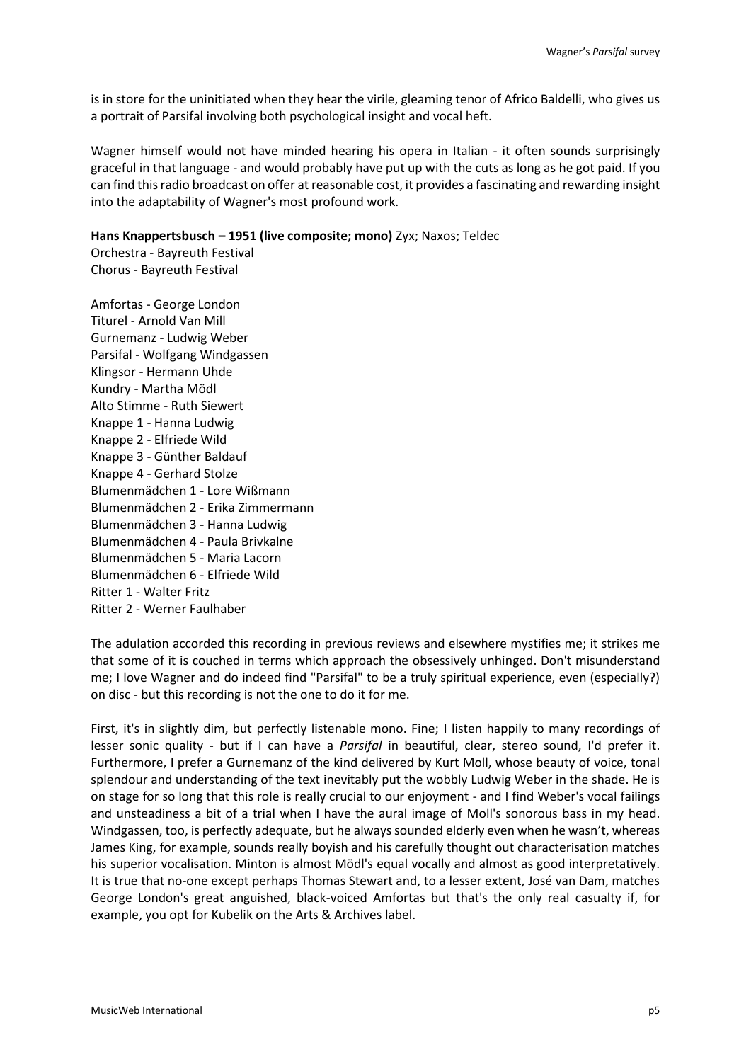is in store for the uninitiated when they hear the virile, gleaming tenor of Africo Baldelli, who gives us a portrait of Parsifal involving both psychological insight and vocal heft.

Wagner himself would not have minded hearing his opera in Italian - it often sounds surprisingly graceful in that language - and would probably have put up with the cuts as long as he got paid. If you can find this radio broadcast on offer at reasonable cost, it provides a fascinating and rewarding insight into the adaptability of Wagner's most profound work.

**Hans Knappertsbusch – 1951 (live composite; mono)** Zyx; Naxos; Teldec
Orchestra - Bayreuth Festival
Chorus - Bayreuth Festival

Amfortas - George London
Titurel - Arnold Van Mill
Gurnemanz - Ludwig Weber
Parsifal - Wolfgang Windgassen
Klingsor - Hermann Uhde
Kundry - Martha Mödl
Alto Stimme - Ruth Siewert
Knappe 1 - Hanna Ludwig
Knappe 2 - Elfriede Wild
Knappe 3 - Günther Baldauf
Knappe 4 - Gerhard Stolze
Blumenmädchen 1 - Lore Wißmann
Blumenmädchen 2 - Erika Zimmermann
Blumenmädchen 3 - Hanna Ludwig
Blumenmädchen 4 - Paula Brivkalne
Blumenmädchen 5 - Maria Lacorn
Blumenmädchen 6 - Elfriede Wild
Ritter 1 - Walter Fritz
Ritter 2 - Werner Faulhaber

The adulation accorded this recording in previous reviews and elsewhere mystifies me; it strikes me that some of it is couched in terms which approach the obsessively unhinged. Don't misunderstand me; I love Wagner and do indeed find "Parsifal" to be a truly spiritual experience, even (especially?) on disc - but this recording is not the one to do it for me.

First, it's in slightly dim, but perfectly listenable mono. Fine; I listen happily to many recordings of lesser sonic quality - but if I can have a *Parsifal* in beautiful, clear, stereo sound, I'd prefer it. Furthermore, I prefer a Gurnemanz of the kind delivered by Kurt Moll, whose beauty of voice, tonal splendour and understanding of the text inevitably put the wobbly Ludwig Weber in the shade. He is on stage for so long that this role is really crucial to our enjoyment - and I find Weber's vocal failings and unsteadiness a bit of a trial when I have the aural image of Moll's sonorous bass in my head. Windgassen, too, is perfectly adequate, but he always sounded elderly even when he wasn't, whereas James King, for example, sounds really boyish and his carefully thought out characterisation matches his superior vocalisation. Minton is almost Mödl's equal vocally and almost as good interpretatively. It is true that no-one except perhaps Thomas Stewart and, to a lesser extent, José van Dam, matches George London's great anguished, black-voiced Amfortas but that's the only real casualty if, for example, you opt for Kubelik on the Arts & Archives label.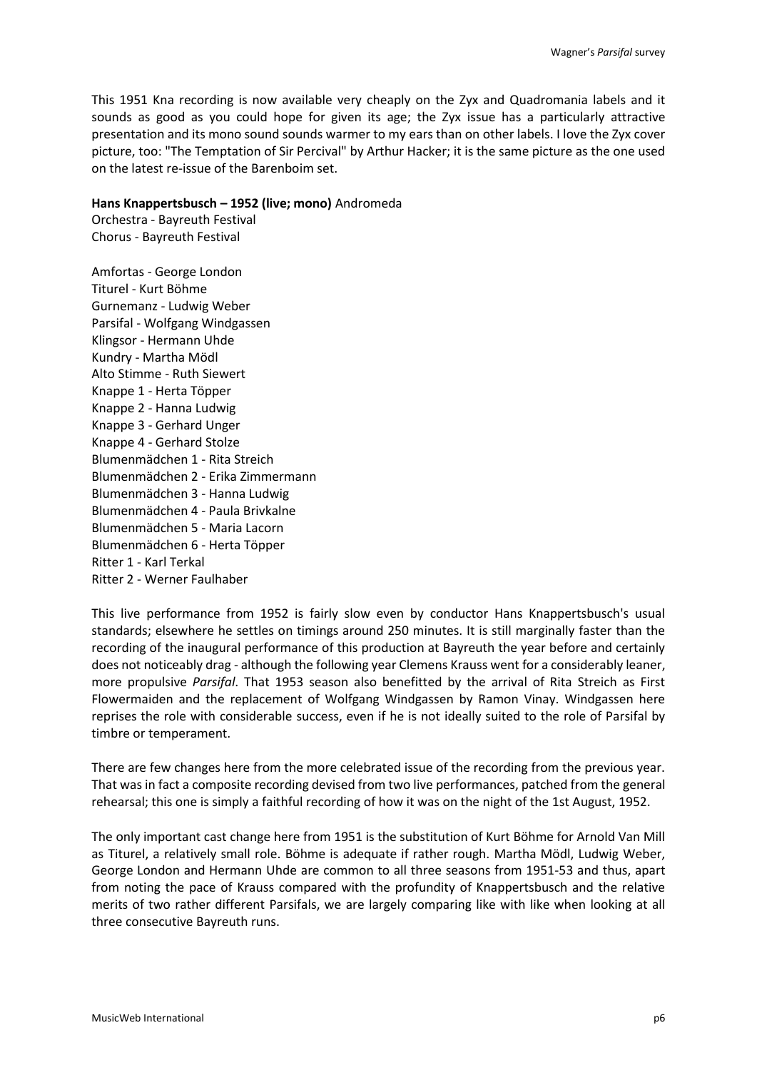This 1951 Kna recording is now available very cheaply on the Zyx and Quadromania labels and it sounds as good as you could hope for given its age; the Zyx issue has a particularly attractive presentation and its mono sound sounds warmer to my ears than on other labels. I love the Zyx cover picture, too: "The Temptation of Sir Percival" by Arthur Hacker; it is the same picture as the one used on the latest re-issue of the Barenboim set.

**Hans Knappertsbusch – 1952 (live; mono)** Andromeda
Orchestra - Bayreuth Festival
Chorus - Bayreuth Festival

Amfortas - George London
Titurel - Kurt Böhme
Gurnemanz - Ludwig Weber
Parsifal - Wolfgang Windgassen
Klingsor - Hermann Uhde
Kundry - Martha Mödl
Alto Stimme - Ruth Siewert
Knappe 1 - Herta Töpper
Knappe 2 - Hanna Ludwig
Knappe 3 - Gerhard Unger
Knappe 4 - Gerhard Stolze
Blumenmädchen 1 - Rita Streich
Blumenmädchen 2 - Erika Zimmermann
Blumenmädchen 3 - Hanna Ludwig
Blumenmädchen 4 - Paula Brivkalne
Blumenmädchen 5 - Maria Lacorn
Blumenmädchen 6 - Herta Töpper
Ritter 1 - Karl Terkal
Ritter 2 - Werner Faulhaber

This live performance from 1952 is fairly slow even by conductor Hans Knappertsbusch's usual standards; elsewhere he settles on timings around 250 minutes. It is still marginally faster than the recording of the inaugural performance of this production at Bayreuth the year before and certainly does not noticeably drag - although the following year Clemens Krauss went for a considerably leaner, more propulsive *Parsifal*. That 1953 season also benefitted by the arrival of Rita Streich as First Flowermaiden and the replacement of Wolfgang Windgassen by Ramon Vinay. Windgassen here reprises the role with considerable success, even if he is not ideally suited to the role of Parsifal by timbre or temperament.

There are few changes here from the more celebrated issue of the recording from the previous year. That was in fact a composite recording devised from two live performances, patched from the general rehearsal; this one is simply a faithful recording of how it was on the night of the 1st August, 1952.

The only important cast change here from 1951 is the substitution of Kurt Böhme for Arnold Van Mill as Titurel, a relatively small role. Böhme is adequate if rather rough. Martha Mödl, Ludwig Weber, George London and Hermann Uhde are common to all three seasons from 1951-53 and thus, apart from noting the pace of Krauss compared with the profundity of Knappertsbusch and the relative merits of two rather different Parsifals, we are largely comparing like with like when looking at all three consecutive Bayreuth runs.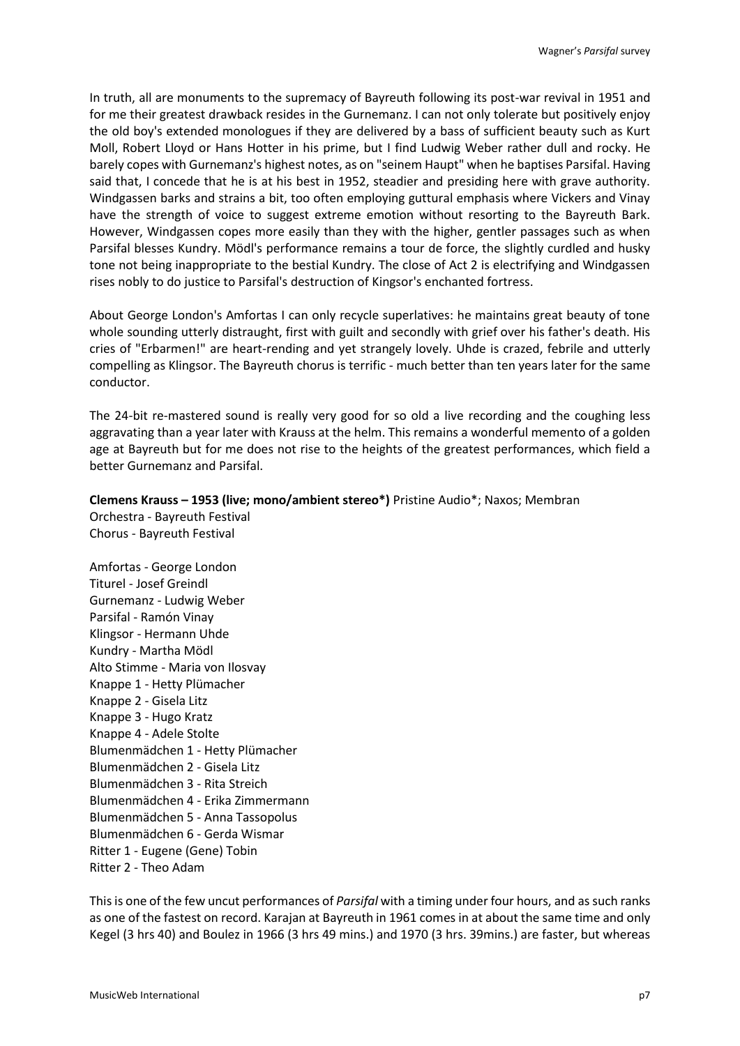In truth, all are monuments to the supremacy of Bayreuth following its post-war revival in 1951 and for me their greatest drawback resides in the Gurnemanz. I can not only tolerate but positively enjoy the old boy's extended monologues if they are delivered by a bass of sufficient beauty such as Kurt Moll, Robert Lloyd or Hans Hotter in his prime, but I find Ludwig Weber rather dull and rocky. He barely copes with Gurnemanz's highest notes, as on "seinem Haupt" when he baptises Parsifal. Having said that, I concede that he is at his best in 1952, steadier and presiding here with grave authority. Windgassen barks and strains a bit, too often employing guttural emphasis where Vickers and Vinay have the strength of voice to suggest extreme emotion without resorting to the Bayreuth Bark. However, Windgassen copes more easily than they with the higher, gentler passages such as when Parsifal blesses Kundry. Mödl's performance remains a tour de force, the slightly curdled and husky tone not being inappropriate to the bestial Kundry. The close of Act 2 is electrifying and Windgassen rises nobly to do justice to Parsifal's destruction of Kingsor's enchanted fortress.

About George London's Amfortas I can only recycle superlatives: he maintains great beauty of tone whole sounding utterly distraught, first with guilt and secondly with grief over his father's death. His cries of "Erbarmen!" are heart-rending and yet strangely lovely. Uhde is crazed, febrile and utterly compelling as Klingsor. The Bayreuth chorus is terrific - much better than ten years later for the same conductor.

The 24-bit re-mastered sound is really very good for so old a live recording and the coughing less aggravating than a year later with Krauss at the helm. This remains a wonderful memento of a golden age at Bayreuth but for me does not rise to the heights of the greatest performances, which field a better Gurnemanz and Parsifal.

**Clemens Krauss – 1953 (live; mono/ambient stereo*)** Pristine Audio*; Naxos; Membran
Orchestra - Bayreuth Festival
Chorus - Bayreuth Festival

Amfortas - George London
Titurel - Josef Greindl
Gurnemanz - Ludwig Weber
Parsifal - Ramón Vinay
Klingsor - Hermann Uhde
Kundry - Martha Mödl
Alto Stimme - Maria von Ilosvay
Knappe 1 - Hetty Plümacher
Knappe 2 - Gisela Litz
Knappe 3 - Hugo Kratz
Knappe 4 - Adele Stolte
Blumenmädchen 1 - Hetty Plümacher
Blumenmädchen 2 - Gisela Litz
Blumenmädchen 3 - Rita Streich
Blumenmädchen 4 - Erika Zimmermann
Blumenmädchen 5 - Anna Tassopolus
Blumenmädchen 6 - Gerda Wismar
Ritter 1 - Eugene (Gene) Tobin
Ritter 2 - Theo Adam

This is one of the few uncut performances of *Parsifal* with a timing under four hours, and as such ranks as one of the fastest on record. Karajan at Bayreuth in 1961 comes in at about the same time and only Kegel (3 hrs 40) and Boulez in 1966 (3 hrs 49 mins.) and 1970 (3 hrs. 39mins.) are faster, but whereas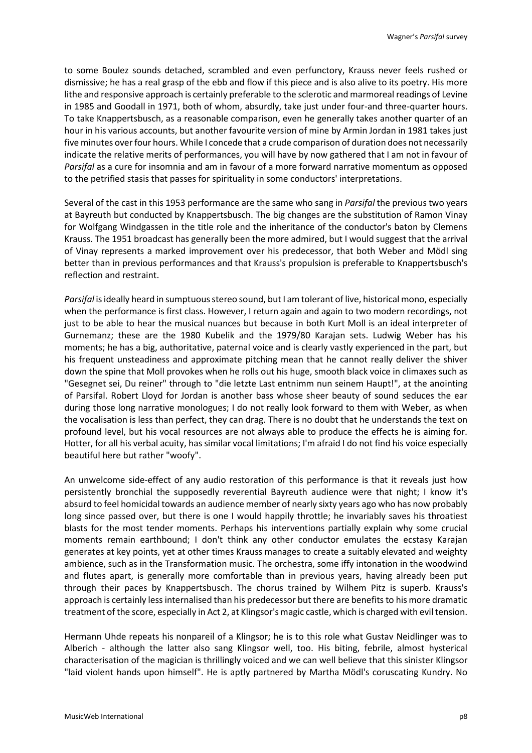to some Boulez sounds detached, scrambled and even perfunctory, Krauss never feels rushed or dismissive; he has a real grasp of the ebb and flow if this piece and is also alive to its poetry. His more lithe and responsive approach is certainly preferable to the sclerotic and marmoreal readings of Levine in 1985 and Goodall in 1971, both of whom, absurdly, take just under four-and three-quarter hours. To take Knappertsbusch, as a reasonable comparison, even he generally takes another quarter of an hour in his various accounts, but another favourite version of mine by Armin Jordan in 1981 takes just five minutes over four hours. While I concede that a crude comparison of duration does not necessarily indicate the relative merits of performances, you will have by now gathered that I am not in favour of *Parsifal* as a cure for insomnia and am in favour of a more forward narrative momentum as opposed to the petrified stasis that passes for spirituality in some conductors' interpretations.

Several of the cast in this 1953 performance are the same who sang in *Parsifal* the previous two years at Bayreuth but conducted by Knappertsbusch. The big changes are the substitution of Ramon Vinay for Wolfgang Windgassen in the title role and the inheritance of the conductor's baton by Clemens Krauss. The 1951 broadcast has generally been the more admired, but I would suggest that the arrival of Vinay represents a marked improvement over his predecessor, that both Weber and Mödl sing better than in previous performances and that Krauss's propulsion is preferable to Knappertsbusch's reflection and restraint.

*Parsifal* is ideally heard in sumptuous stereo sound, but I am tolerant of live, historical mono, especially when the performance is first class. However, I return again and again to two modern recordings, not just to be able to hear the musical nuances but because in both Kurt Moll is an ideal interpreter of Gurnemanz; these are the 1980 Kubelik and the 1979/80 Karajan sets. Ludwig Weber has his moments; he has a big, authoritative, paternal voice and is clearly vastly experienced in the part, but his frequent unsteadiness and approximate pitching mean that he cannot really deliver the shiver down the spine that Moll provokes when he rolls out his huge, smooth black voice in climaxes such as "Gesegnet sei, Du reiner" through to "die letzte Last entnimm nun seinem Haupt!", at the anointing of Parsifal. Robert Lloyd for Jordan is another bass whose sheer beauty of sound seduces the ear during those long narrative monologues; I do not really look forward to them with Weber, as when the vocalisation is less than perfect, they can drag. There is no doubt that he understands the text on profound level, but his vocal resources are not always able to produce the effects he is aiming for. Hotter, for all his verbal acuity, has similar vocal limitations; I'm afraid I do not find his voice especially beautiful here but rather "woofy".

An unwelcome side-effect of any audio restoration of this performance is that it reveals just how persistently bronchial the supposedly reverential Bayreuth audience were that night; I know it's absurd to feel homicidal towards an audience member of nearly sixty years ago who has now probably long since passed over, but there is one I would happily throttle; he invariably saves his throatiest blasts for the most tender moments. Perhaps his interventions partially explain why some crucial moments remain earthbound; I don't think any other conductor emulates the ecstasy Karajan generates at key points, yet at other times Krauss manages to create a suitably elevated and weighty ambience, such as in the Transformation music. The orchestra, some iffy intonation in the woodwind and flutes apart, is generally more comfortable than in previous years, having already been put through their paces by Knappertsbusch. The chorus trained by Wilhem Pitz is superb. Krauss's approach is certainly less internalised than his predecessor but there are benefits to his more dramatic treatment of the score, especially in Act 2, at Klingsor's magic castle, which is charged with evil tension.

Hermann Uhde repeats his nonpareil of a Klingsor; he is to this role what Gustav Neidlinger was to Alberich - although the latter also sang Klingsor well, too. His biting, febrile, almost hysterical characterisation of the magician is thrillingly voiced and we can well believe that this sinister Klingsor "laid violent hands upon himself". He is aptly partnered by Martha Mödl's coruscating Kundry. No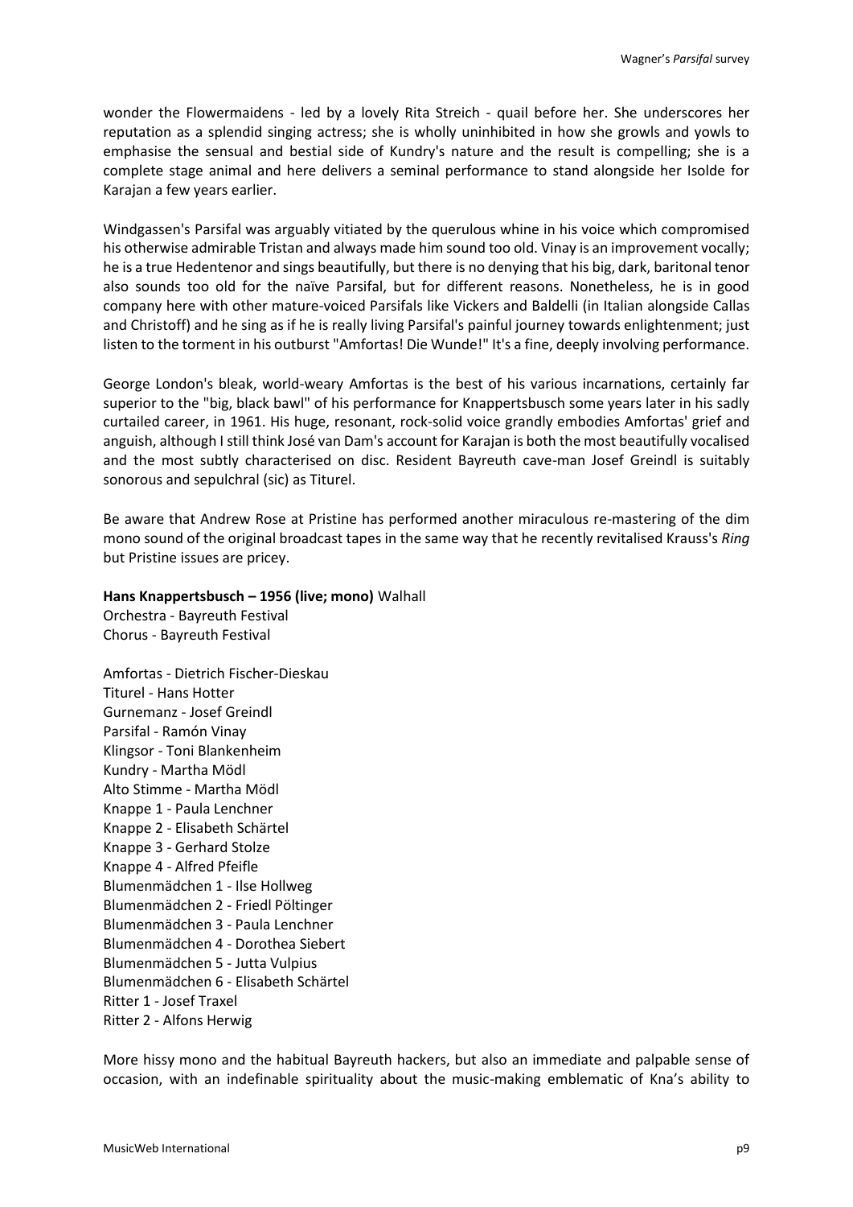wonder the Flowermaidens - led by a lovely Rita Streich - quail before her. She underscores her reputation as a splendid singing actress; she is wholly uninhibited in how she growls and yowls to emphasise the sensual and bestial side of Kundry's nature and the result is compelling; she is a complete stage animal and here delivers a seminal performance to stand alongside her Isolde for Karajan a few years earlier.

Windgassen's Parsifal was arguably vitiated by the querulous whine in his voice which compromised his otherwise admirable Tristan and always made him sound too old. Vinay is an improvement vocally; he is a true Hedentenor and sings beautifully, but there is no denying that his big, dark, baritonal tenor also sounds too old for the naïve Parsifal, but for different reasons. Nonetheless, he is in good company here with other mature-voiced Parsifals like Vickers and Baldelli (in Italian alongside Callas and Christoff) and he sing as if he is really living Parsifal's painful journey towards enlightenment; just listen to the torment in his outburst "Amfortas! Die Wunde!" It's a fine, deeply involving performance.

George London's bleak, world-weary Amfortas is the best of his various incarnations, certainly far superior to the "big, black bawl" of his performance for Knappertsbusch some years later in his sadly curtailed career, in 1961. His huge, resonant, rock-solid voice grandly embodies Amfortas' grief and anguish, although I still think José van Dam's account for Karajan is both the most beautifully vocalised and the most subtly characterised on disc. Resident Bayreuth cave-man Josef Greindl is suitably sonorous and sepulchral (sic) as Titurel.

Be aware that Andrew Rose at Pristine has performed another miraculous re-mastering of the dim mono sound of the original broadcast tapes in the same way that he recently revitalised Krauss's *Ring* but Pristine issues are pricey.

**Hans Knappertsbusch – 1956 (live; mono)** Walhall
Orchestra - Bayreuth Festival
Chorus - Bayreuth Festival

Amfortas - Dietrich Fischer-Dieskau
Titurel - Hans Hotter
Gurnemanz - Josef Greindl
Parsifal - Ramón Vinay
Klingsor - Toni Blankenheim
Kundry - Martha Mödl
Alto Stimme - Martha Mödl
Knappe 1 - Paula Lenchner
Knappe 2 - Elisabeth Schärtel
Knappe 3 - Gerhard Stolze
Knappe 4 - Alfred Pfeifle
Blumenmädchen 1 - Ilse Hollweg
Blumenmädchen 2 - Friedl Pöltinger
Blumenmädchen 3 - Paula Lenchner
Blumenmädchen 4 - Dorothea Siebert
Blumenmädchen 5 - Jutta Vulpius
Blumenmädchen 6 - Elisabeth Schärtel
Ritter 1 - Josef Traxel
Ritter 2 - Alfons Herwig

More hissy mono and the habitual Bayreuth hackers, but also an immediate and palpable sense of occasion, with an indefinable spirituality about the music-making emblematic of Kna's ability to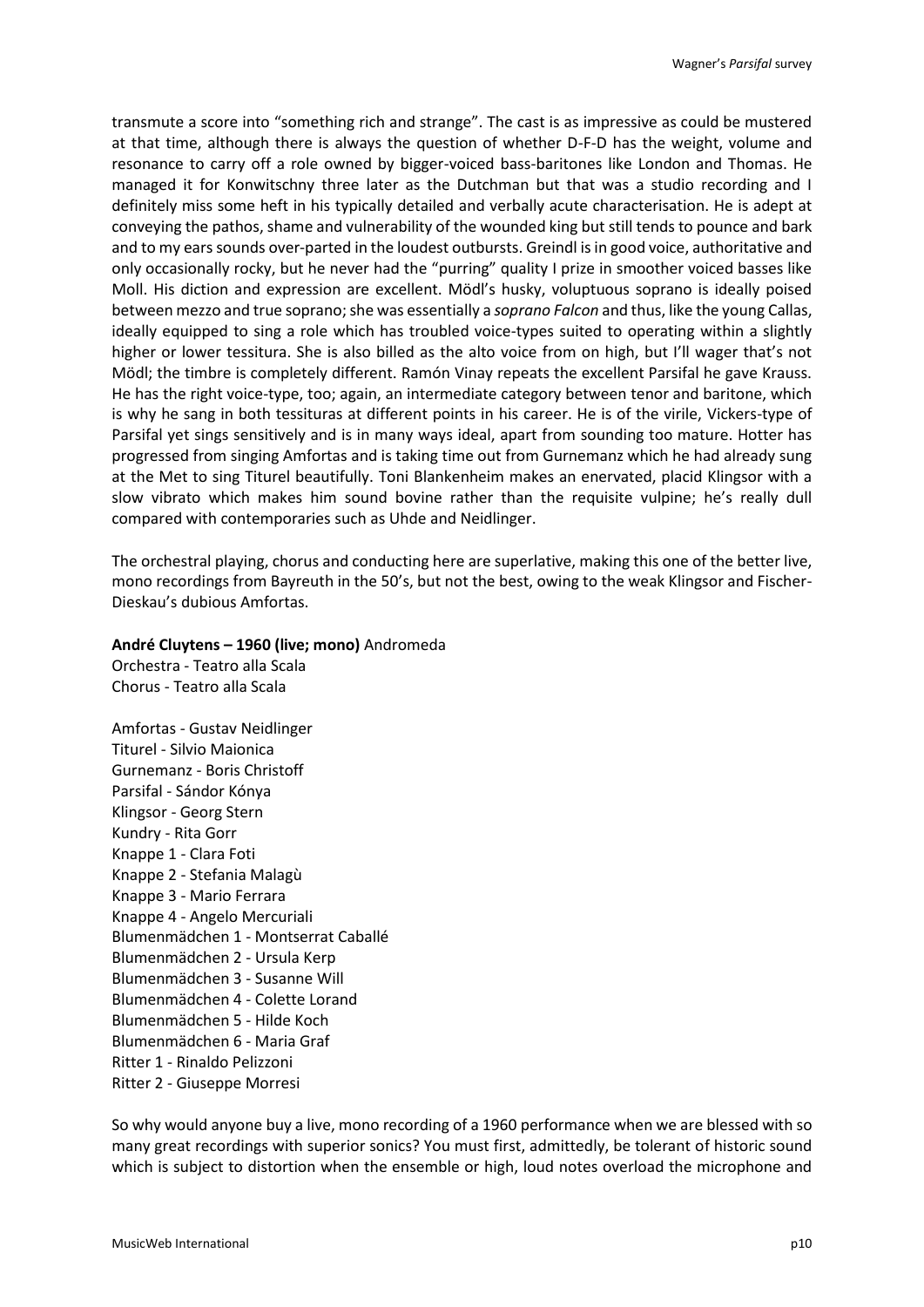transmute a score into "something rich and strange". The cast is as impressive as could be mustered at that time, although there is always the question of whether D-F-D has the weight, volume and resonance to carry off a role owned by bigger-voiced bass-baritones like London and Thomas. He managed it for Konwitschny three later as the Dutchman but that was a studio recording and I definitely miss some heft in his typically detailed and verbally acute characterisation. He is adept at conveying the pathos, shame and vulnerability of the wounded king but still tends to pounce and bark and to my ears sounds over-parted in the loudest outbursts. Greindl is in good voice, authoritative and only occasionally rocky, but he never had the "purring" quality I prize in smoother voiced basses like Moll. His diction and expression are excellent. Mödl's husky, voluptuous soprano is ideally poised between mezzo and true soprano; she was essentially a *soprano Falcon* and thus, like the young Callas, ideally equipped to sing a role which has troubled voice-types suited to operating within a slightly higher or lower tessitura. She is also billed as the alto voice from on high, but I'll wager that's not Mödl; the timbre is completely different. Ramón Vinay repeats the excellent Parsifal he gave Krauss. He has the right voice-type, too; again, an intermediate category between tenor and baritone, which is why he sang in both tessituras at different points in his career. He is of the virile, Vickers-type of Parsifal yet sings sensitively and is in many ways ideal, apart from sounding too mature. Hotter has progressed from singing Amfortas and is taking time out from Gurnemanz which he had already sung at the Met to sing Titurel beautifully. Toni Blankenheim makes an enervated, placid Klingsor with a slow vibrato which makes him sound bovine rather than the requisite vulpine; he's really dull compared with contemporaries such as Uhde and Neidlinger.

The orchestral playing, chorus and conducting here are superlative, making this one of the better live, mono recordings from Bayreuth in the 50's, but not the best, owing to the weak Klingsor and Fischer-Dieskau's dubious Amfortas.

**André Cluytens – 1960 (live; mono)** Andromeda
Orchestra - Teatro alla Scala
Chorus - Teatro alla Scala

Amfortas - Gustav Neidlinger
Titurel - Silvio Maionica
Gurnemanz - Boris Christoff
Parsifal - Sándor Kónya
Klingsor - Georg Stern
Kundry - Rita Gorr
Knappe 1 - Clara Foti
Knappe 2 - Stefania Malagù
Knappe 3 - Mario Ferrara
Knappe 4 - Angelo Mercuriali
Blumenmädchen 1 - Montserrat Caballé
Blumenmädchen 2 - Ursula Kerp
Blumenmädchen 3 - Susanne Will
Blumenmädchen 4 - Colette Lorand
Blumenmädchen 5 - Hilde Koch
Blumenmädchen 6 - Maria Graf
Ritter 1 - Rinaldo Pelizzoni
Ritter 2 - Giuseppe Morresi

So why would anyone buy a live, mono recording of a 1960 performance when we are blessed with so many great recordings with superior sonics? You must first, admittedly, be tolerant of historic sound which is subject to distortion when the ensemble or high, loud notes overload the microphone and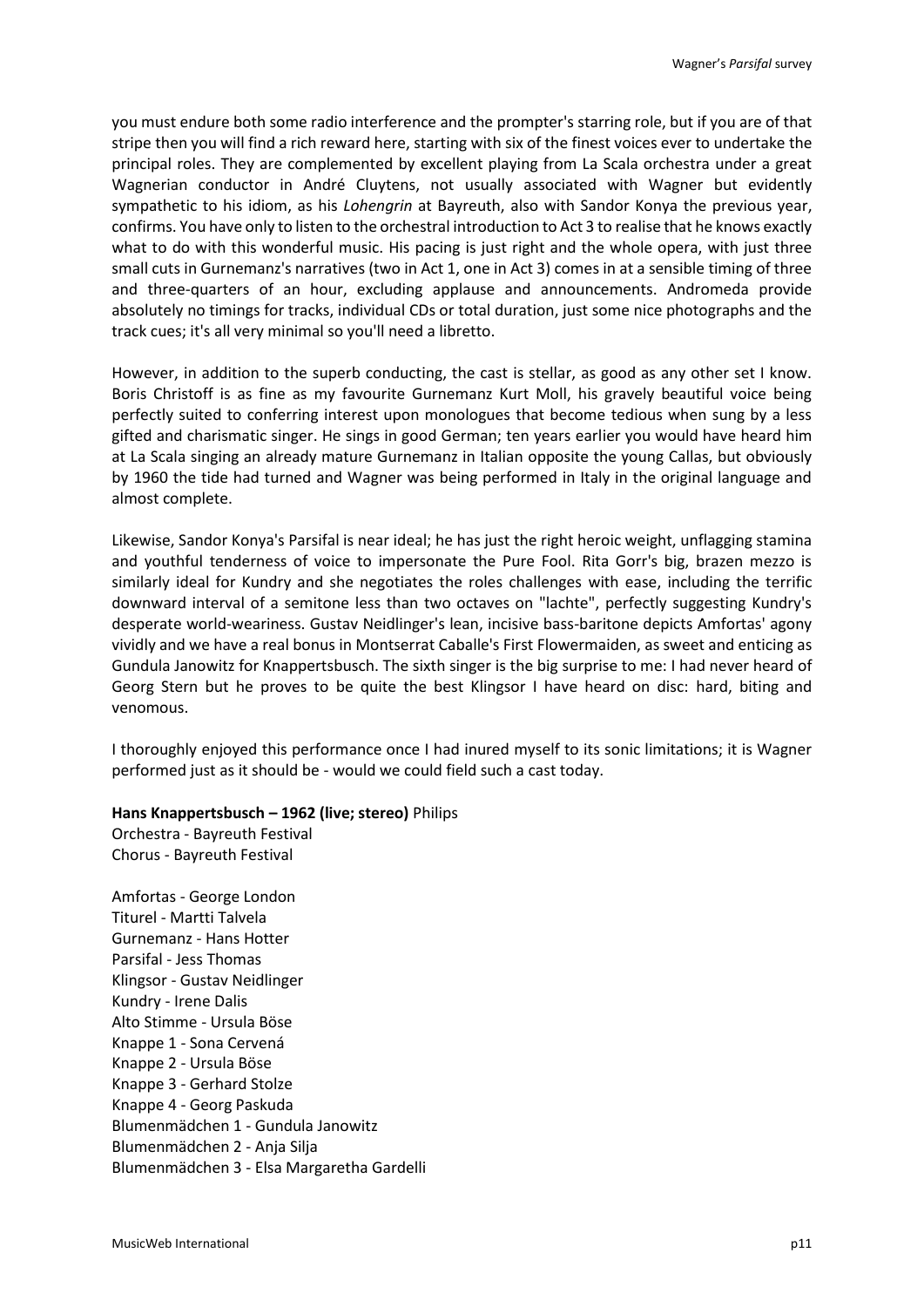you must endure both some radio interference and the prompter's starring role, but if you are of that stripe then you will find a rich reward here, starting with six of the finest voices ever to undertake the principal roles. They are complemented by excellent playing from La Scala orchestra under a great Wagnerian conductor in André Cluytens, not usually associated with Wagner but evidently sympathetic to his idiom, as his *Lohengrin* at Bayreuth, also with Sandor Konya the previous year, confirms. You have only to listen to the orchestral introduction to Act 3 to realise that he knows exactly what to do with this wonderful music. His pacing is just right and the whole opera, with just three small cuts in Gurnemanz's narratives (two in Act 1, one in Act 3) comes in at a sensible timing of three and three-quarters of an hour, excluding applause and announcements. Andromeda provide absolutely no timings for tracks, individual CDs or total duration, just some nice photographs and the track cues; it's all very minimal so you'll need a libretto.

However, in addition to the superb conducting, the cast is stellar, as good as any other set I know. Boris Christoff is as fine as my favourite Gurnemanz Kurt Moll, his gravely beautiful voice being perfectly suited to conferring interest upon monologues that become tedious when sung by a less gifted and charismatic singer. He sings in good German; ten years earlier you would have heard him at La Scala singing an already mature Gurnemanz in Italian opposite the young Callas, but obviously by 1960 the tide had turned and Wagner was being performed in Italy in the original language and almost complete.

Likewise, Sandor Konya's Parsifal is near ideal; he has just the right heroic weight, unflagging stamina and youthful tenderness of voice to impersonate the Pure Fool. Rita Gorr's big, brazen mezzo is similarly ideal for Kundry and she negotiates the roles challenges with ease, including the terrific downward interval of a semitone less than two octaves on "lachte", perfectly suggesting Kundry's desperate world-weariness. Gustav Neidlinger's lean, incisive bass-baritone depicts Amfortas' agony vividly and we have a real bonus in Montserrat Caballe's First Flowermaiden, as sweet and enticing as Gundula Janowitz for Knappertsbusch. The sixth singer is the big surprise to me: I had never heard of Georg Stern but he proves to be quite the best Klingsor I have heard on disc: hard, biting and venomous.

I thoroughly enjoyed this performance once I had inured myself to its sonic limitations; it is Wagner performed just as it should be - would we could field such a cast today.

**Hans Knappertsbusch – 1962 (live; stereo)** Philips
Orchestra - Bayreuth Festival
Chorus - Bayreuth Festival

Amfortas - George London
Titurel - Martti Talvela
Gurnemanz - Hans Hotter
Parsifal - Jess Thomas
Klingsor - Gustav Neidlinger
Kundry - Irene Dalis
Alto Stimme - Ursula Böse
Knappe 1 - Sona Cervená
Knappe 2 - Ursula Böse
Knappe 3 - Gerhard Stolze
Knappe 4 - Georg Paskuda
Blumenmädchen 1 - Gundula Janowitz
Blumenmädchen 2 - Anja Silja
Blumenmädchen 3 - Elsa Margaretha Gardelli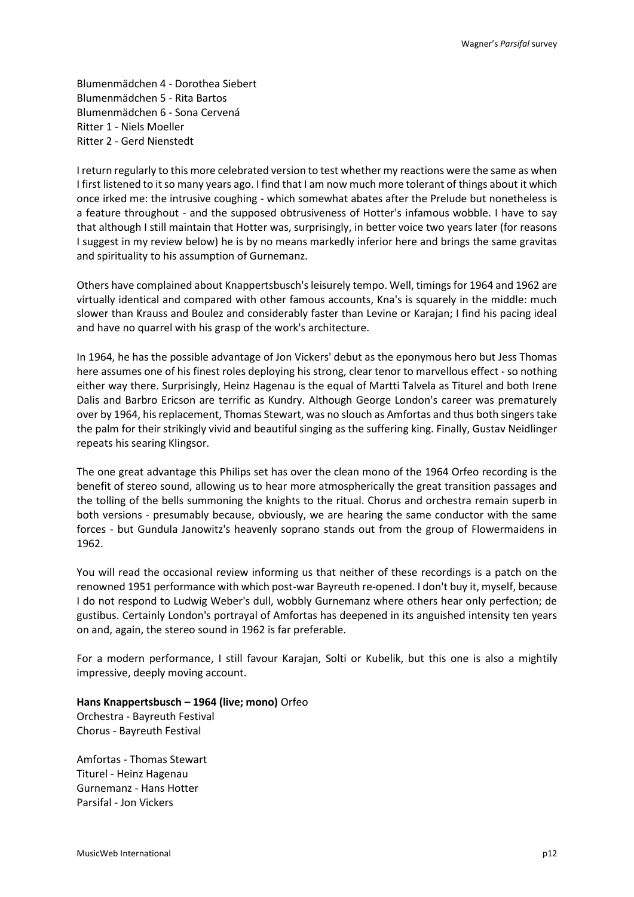Blumenmädchen 4 - Dorothea Siebert
Blumenmädchen 5 - Rita Bartos
Blumenmädchen 6 - Sona Cervená
Ritter 1 - Niels Moeller
Ritter 2 - Gerd Nienstedt

I return regularly to this more celebrated version to test whether my reactions were the same as when I first listened to it so many years ago. I find that I am now much more tolerant of things about it which once irked me: the intrusive coughing - which somewhat abates after the Prelude but nonetheless is a feature throughout - and the supposed obtrusiveness of Hotter's infamous wobble. I have to say that although I still maintain that Hotter was, surprisingly, in better voice two years later (for reasons I suggest in my review below) he is by no means markedly inferior here and brings the same gravitas and spirituality to his assumption of Gurnemanz.

Others have complained about Knappertsbusch's leisurely tempo. Well, timings for 1964 and 1962 are virtually identical and compared with other famous accounts, Kna's is squarely in the middle: much slower than Krauss and Boulez and considerably faster than Levine or Karajan; I find his pacing ideal and have no quarrel with his grasp of the work's architecture.

In 1964, he has the possible advantage of Jon Vickers' debut as the eponymous hero but Jess Thomas here assumes one of his finest roles deploying his strong, clear tenor to marvellous effect - so nothing either way there. Surprisingly, Heinz Hagenau is the equal of Martti Talvela as Titurel and both Irene Dalis and Barbro Ericson are terrific as Kundry. Although George London's career was prematurely over by 1964, his replacement, Thomas Stewart, was no slouch as Amfortas and thus both singers take the palm for their strikingly vivid and beautiful singing as the suffering king. Finally, Gustav Neidlinger repeats his searing Klingsor.

The one great advantage this Philips set has over the clean mono of the 1964 Orfeo recording is the benefit of stereo sound, allowing us to hear more atmospherically the great transition passages and the tolling of the bells summoning the knights to the ritual. Chorus and orchestra remain superb in both versions - presumably because, obviously, we are hearing the same conductor with the same forces - but Gundula Janowitz's heavenly soprano stands out from the group of Flowermaidens in 1962.

You will read the occasional review informing us that neither of these recordings is a patch on the renowned 1951 performance with which post-war Bayreuth re-opened. I don't buy it, myself, because I do not respond to Ludwig Weber's dull, wobbly Gurnemanz where others hear only perfection; de gustibus. Certainly London's portrayal of Amfortas has deepened in its anguished intensity ten years on and, again, the stereo sound in 1962 is far preferable.

For a modern performance, I still favour Karajan, Solti or Kubelik, but this one is also a mightily impressive, deeply moving account.

**Hans Knappertsbusch – 1964 (live; mono)** Orfeo
Orchestra - Bayreuth Festival
Chorus - Bayreuth Festival

Amfortas - Thomas Stewart
Titurel - Heinz Hagenau
Gurnemanz - Hans Hotter
Parsifal - Jon Vickers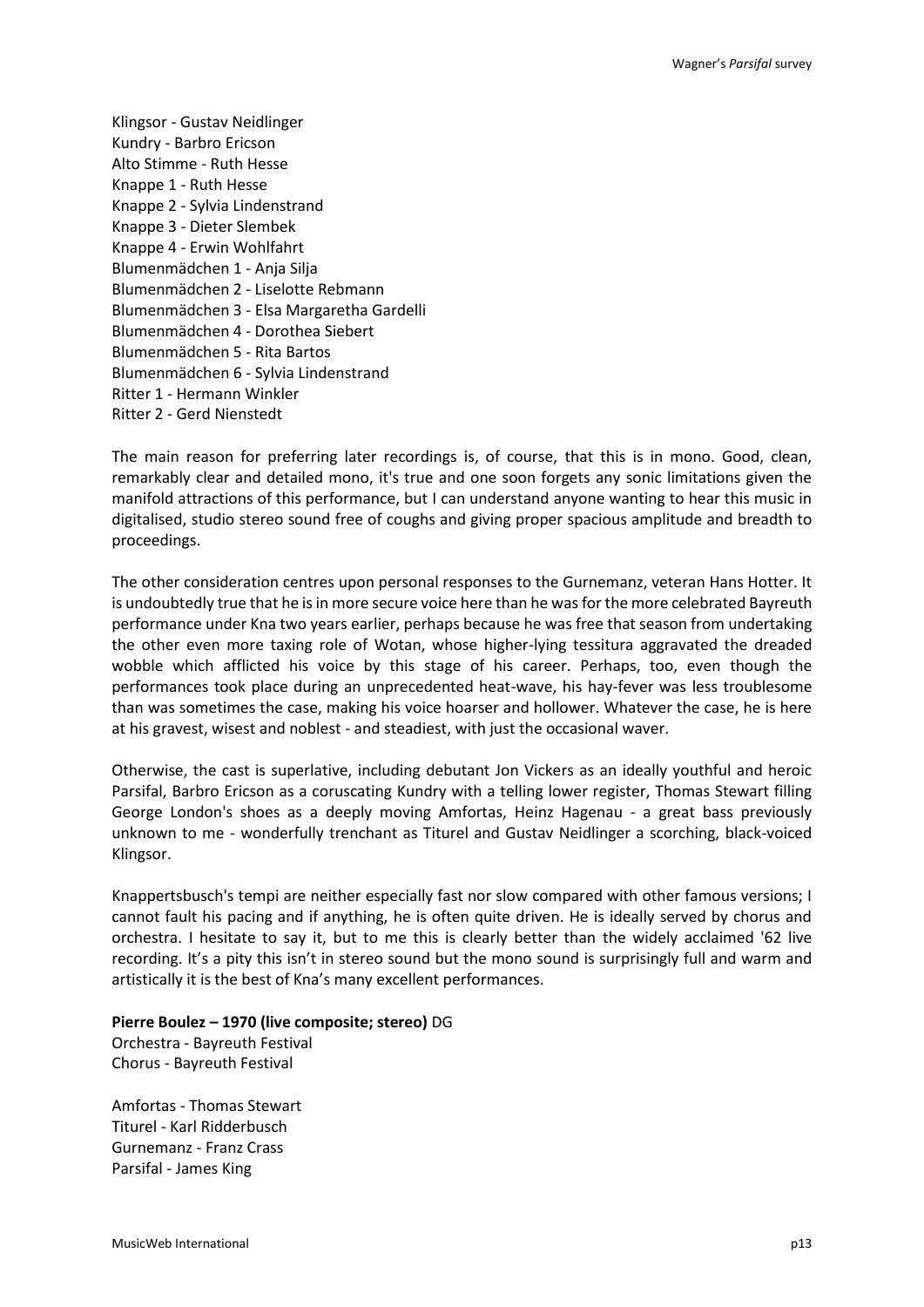Klingsor - Gustav Neidlinger
Kundry - Barbro Ericson
Alto Stimme - Ruth Hesse
Knappe 1 - Ruth Hesse
Knappe 2 - Sylvia Lindenstrand
Knappe 3 - Dieter Slembek
Knappe 4 - Erwin Wohlfahrt
Blumenmädchen 1 - Anja Silja
Blumenmädchen 2 - Liselotte Rebmann
Blumenmädchen 3 - Elsa Margaretha Gardelli
Blumenmädchen 4 - Dorothea Siebert
Blumenmädchen 5 - Rita Bartos
Blumenmädchen 6 - Sylvia Lindenstrand
Ritter 1 - Hermann Winkler
Ritter 2 - Gerd Nienstedt

The main reason for preferring later recordings is, of course, that this is in mono. Good, clean, remarkably clear and detailed mono, it's true and one soon forgets any sonic limitations given the manifold attractions of this performance, but I can understand anyone wanting to hear this music in digitalised, studio stereo sound free of coughs and giving proper spacious amplitude and breadth to proceedings.

The other consideration centres upon personal responses to the Gurnemanz, veteran Hans Hotter. It is undoubtedly true that he is in more secure voice here than he was for the more celebrated Bayreuth performance under Kna two years earlier, perhaps because he was free that season from undertaking the other even more taxing role of Wotan, whose higher-lying tessitura aggravated the dreaded wobble which afflicted his voice by this stage of his career. Perhaps, too, even though the performances took place during an unprecedented heat-wave, his hay-fever was less troublesome than was sometimes the case, making his voice hoarser and hollower. Whatever the case, he is here at his gravest, wisest and noblest - and steadiest, with just the occasional waver.

Otherwise, the cast is superlative, including debutant Jon Vickers as an ideally youthful and heroic Parsifal, Barbro Ericson as a coruscating Kundry with a telling lower register, Thomas Stewart filling George London's shoes as a deeply moving Amfortas, Heinz Hagenau - a great bass previously unknown to me - wonderfully trenchant as Titurel and Gustav Neidlinger a scorching, black-voiced Klingsor.

Knappertsbusch's tempi are neither especially fast nor slow compared with other famous versions; I cannot fault his pacing and if anything, he is often quite driven. He is ideally served by chorus and orchestra. I hesitate to say it, but to me this is clearly better than the widely acclaimed '62 live recording. It's a pity this isn't in stereo sound but the mono sound is surprisingly full and warm and artistically it is the best of Kna's many excellent performances.

**Pierre Boulez – 1970 (live composite; stereo)** DG
Orchestra - Bayreuth Festival
Chorus - Bayreuth Festival

Amfortas - Thomas Stewart
Titurel - Karl Ridderbusch
Gurnemanz - Franz Crass
Parsifal - James King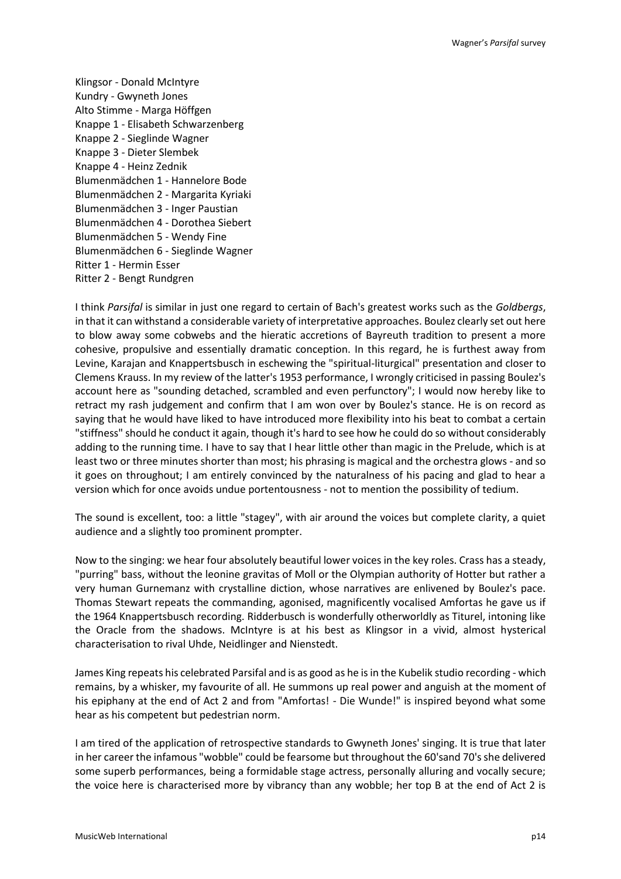Klingsor - Donald McIntyre
Kundry - Gwyneth Jones
Alto Stimme - Marga Höffgen
Knappe 1 - Elisabeth Schwarzenberg
Knappe 2 - Sieglinde Wagner
Knappe 3 - Dieter Slembek
Knappe 4 - Heinz Zednik
Blumenmädchen 1 - Hannelore Bode
Blumenmädchen 2 - Margarita Kyriaki
Blumenmädchen 3 - Inger Paustian
Blumenmädchen 4 - Dorothea Siebert
Blumenmädchen 5 - Wendy Fine
Blumenmädchen 6 - Sieglinde Wagner
Ritter 1 - Hermin Esser
Ritter 2 - Bengt Rundgren

I think *Parsifal* is similar in just one regard to certain of Bach's greatest works such as the *Goldbergs*, in that it can withstand a considerable variety of interpretative approaches. Boulez clearly set out here to blow away some cobwebs and the hieratic accretions of Bayreuth tradition to present a more cohesive, propulsive and essentially dramatic conception. In this regard, he is furthest away from Levine, Karajan and Knappertsbusch in eschewing the "spiritual-liturgical" presentation and closer to Clemens Krauss. In my review of the latter's 1953 performance, I wrongly criticised in passing Boulez's account here as "sounding detached, scrambled and even perfunctory"; I would now hereby like to retract my rash judgement and confirm that I am won over by Boulez's stance. He is on record as saying that he would have liked to have introduced more flexibility into his beat to combat a certain "stiffness" should he conduct it again, though it's hard to see how he could do so without considerably adding to the running time. I have to say that I hear little other than magic in the Prelude, which is at least two or three minutes shorter than most; his phrasing is magical and the orchestra glows - and so it goes on throughout; I am entirely convinced by the naturalness of his pacing and glad to hear a version which for once avoids undue portentousness - not to mention the possibility of tedium.

The sound is excellent, too: a little "stagey", with air around the voices but complete clarity, a quiet audience and a slightly too prominent prompter.

Now to the singing: we hear four absolutely beautiful lower voices in the key roles. Crass has a steady, "purring" bass, without the leonine gravitas of Moll or the Olympian authority of Hotter but rather a very human Gurnemanz with crystalline diction, whose narratives are enlivened by Boulez's pace. Thomas Stewart repeats the commanding, agonised, magnificently vocalised Amfortas he gave us if the 1964 Knappertsbusch recording. Ridderbusch is wonderfully otherworldly as Titurel, intoning like the Oracle from the shadows. McIntyre is at his best as Klingsor in a vivid, almost hysterical characterisation to rival Uhde, Neidlinger and Nienstedt.

James King repeats his celebrated Parsifal and is as good as he is in the Kubelik studio recording - which remains, by a whisker, my favourite of all. He summons up real power and anguish at the moment of his epiphany at the end of Act 2 and from "Amfortas! - Die Wunde!" is inspired beyond what some hear as his competent but pedestrian norm.

I am tired of the application of retrospective standards to Gwyneth Jones' singing. It is true that later in her career the infamous "wobble" could be fearsome but throughout the 60'sand 70's she delivered some superb performances, being a formidable stage actress, personally alluring and vocally secure; the voice here is characterised more by vibrancy than any wobble; her top B at the end of Act 2 is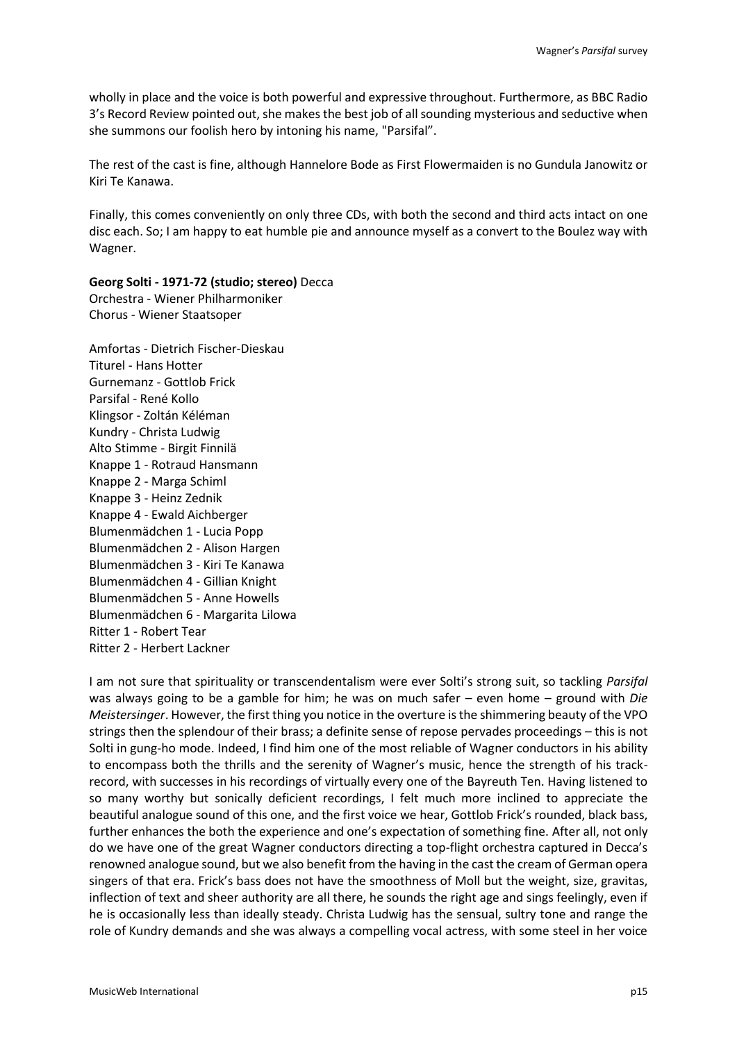wholly in place and the voice is both powerful and expressive throughout. Furthermore, as BBC Radio 3's Record Review pointed out, she makes the best job of all sounding mysterious and seductive when she summons our foolish hero by intoning his name, "Parsifal".

The rest of the cast is fine, although Hannelore Bode as First Flowermaiden is no Gundula Janowitz or Kiri Te Kanawa.

Finally, this comes conveniently on only three CDs, with both the second and third acts intact on one disc each. So; I am happy to eat humble pie and announce myself as a convert to the Boulez way with Wagner.

**Georg Solti - 1971-72 (studio; stereo)** Decca
Orchestra - Wiener Philharmoniker
Chorus - Wiener Staatsoper

Amfortas - Dietrich Fischer-Dieskau
Titurel - Hans Hotter
Gurnemanz - Gottlob Frick
Parsifal - René Kollo
Klingsor - Zoltán Kéléman
Kundry - Christa Ludwig
Alto Stimme - Birgit Finnilä
Knappe 1 - Rotraud Hansmann
Knappe 2 - Marga Schiml
Knappe 3 - Heinz Zednik
Knappe 4 - Ewald Aichberger
Blumenmädchen 1 - Lucia Popp
Blumenmädchen 2 - Alison Hargen
Blumenmädchen 3 - Kiri Te Kanawa
Blumenmädchen 4 - Gillian Knight
Blumenmädchen 5 - Anne Howells
Blumenmädchen 6 - Margarita Lilowa
Ritter 1 - Robert Tear
Ritter 2 - Herbert Lackner

I am not sure that spirituality or transcendentalism were ever Solti's strong suit, so tackling *Parsifal* was always going to be a gamble for him; he was on much safer – even home – ground with *Die Meistersinger*. However, the first thing you notice in the overture is the shimmering beauty of the VPO strings then the splendour of their brass; a definite sense of repose pervades proceedings – this is not Solti in gung-ho mode. Indeed, I find him one of the most reliable of Wagner conductors in his ability to encompass both the thrills and the serenity of Wagner's music, hence the strength of his track-record, with successes in his recordings of virtually every one of the Bayreuth Ten. Having listened to so many worthy but sonically deficient recordings, I felt much more inclined to appreciate the beautiful analogue sound of this one, and the first voice we hear, Gottlob Frick's rounded, black bass, further enhances the both the experience and one's expectation of something fine. After all, not only do we have one of the great Wagner conductors directing a top-flight orchestra captured in Decca's renowned analogue sound, but we also benefit from the having in the cast the cream of German opera singers of that era. Frick's bass does not have the smoothness of Moll but the weight, size, gravitas, inflection of text and sheer authority are all there, he sounds the right age and sings feelingly, even if he is occasionally less than ideally steady. Christa Ludwig has the sensual, sultry tone and range the role of Kundry demands and she was always a compelling vocal actress, with some steel in her voice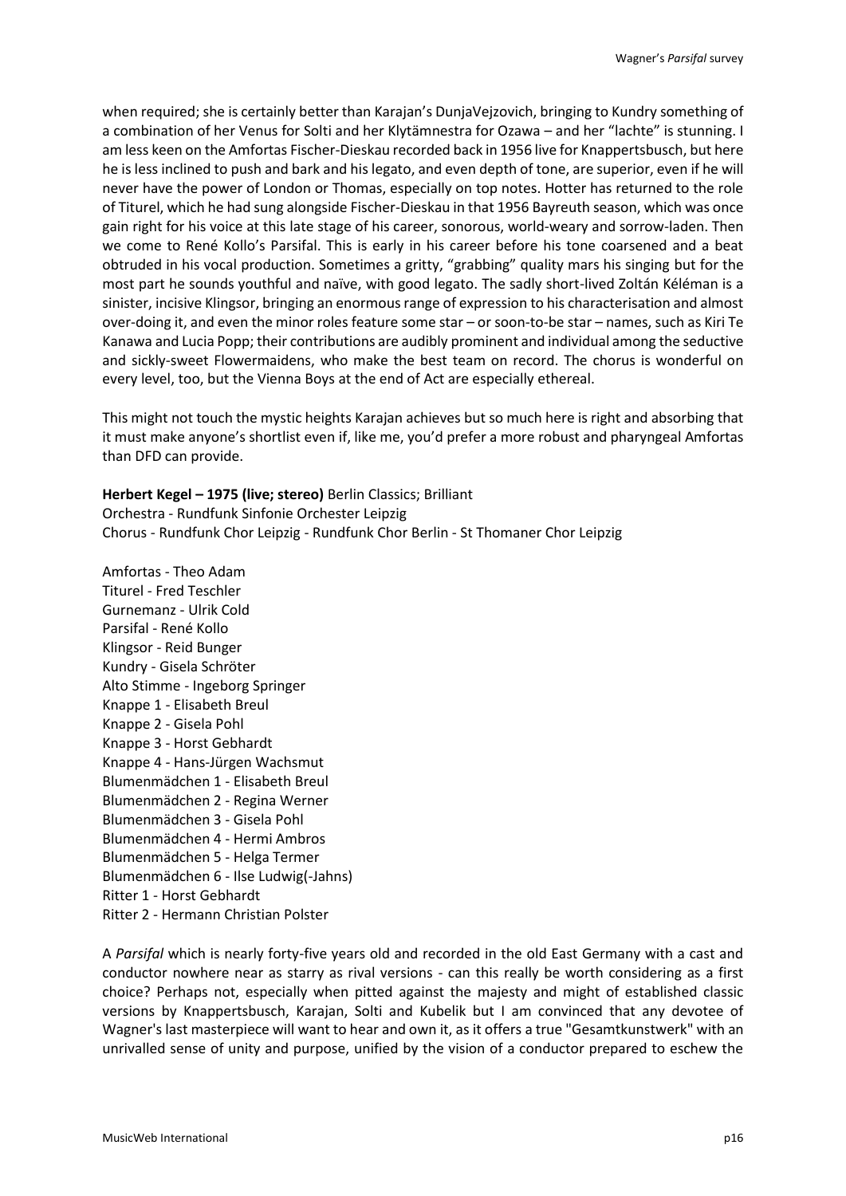when required; she is certainly better than Karajan's DunjaVejzovich, bringing to Kundry something of a combination of her Venus for Solti and her Klytämnestra for Ozawa – and her "lachte" is stunning. I am less keen on the Amfortas Fischer-Dieskau recorded back in 1956 live for Knappertsbusch, but here he is less inclined to push and bark and his legato, and even depth of tone, are superior, even if he will never have the power of London or Thomas, especially on top notes. Hotter has returned to the role of Titurel, which he had sung alongside Fischer-Dieskau in that 1956 Bayreuth season, which was once gain right for his voice at this late stage of his career, sonorous, world-weary and sorrow-laden. Then we come to René Kollo's Parsifal. This is early in his career before his tone coarsened and a beat obtruded in his vocal production. Sometimes a gritty, "grabbing" quality mars his singing but for the most part he sounds youthful and naïve, with good legato. The sadly short-lived Zoltán Kéléman is a sinister, incisive Klingsor, bringing an enormous range of expression to his characterisation and almost over-doing it, and even the minor roles feature some star – or soon-to-be star – names, such as Kiri Te Kanawa and Lucia Popp; their contributions are audibly prominent and individual among the seductive and sickly-sweet Flowermaidens, who make the best team on record. The chorus is wonderful on every level, too, but the Vienna Boys at the end of Act are especially ethereal.

This might not touch the mystic heights Karajan achieves but so much here is right and absorbing that it must make anyone's shortlist even if, like me, you'd prefer a more robust and pharyngeal Amfortas than DFD can provide.

**Herbert Kegel – 1975 (live; stereo)** Berlin Classics; Brilliant
Orchestra - Rundfunk Sinfonie Orchester Leipzig
Chorus - Rundfunk Chor Leipzig - Rundfunk Chor Berlin - St Thomaner Chor Leipzig

Amfortas - Theo Adam
Titurel - Fred Teschler
Gurnemanz - Ulrik Cold
Parsifal - René Kollo
Klingsor - Reid Bunger
Kundry - Gisela Schröter
Alto Stimme - Ingeborg Springer
Knappe 1 - Elisabeth Breul
Knappe 2 - Gisela Pohl
Knappe 3 - Horst Gebhardt
Knappe 4 - Hans-Jürgen Wachsmut
Blumenmädchen 1 - Elisabeth Breul
Blumenmädchen 2 - Regina Werner
Blumenmädchen 3 - Gisela Pohl
Blumenmädchen 4 - Hermi Ambros
Blumenmädchen 5 - Helga Termer
Blumenmädchen 6 - Ilse Ludwig(-Jahns)
Ritter 1 - Horst Gebhardt
Ritter 2 - Hermann Christian Polster

A *Parsifal* which is nearly forty-five years old and recorded in the old East Germany with a cast and conductor nowhere near as starry as rival versions - can this really be worth considering as a first choice? Perhaps not, especially when pitted against the majesty and might of established classic versions by Knappertsbusch, Karajan, Solti and Kubelik but I am convinced that any devotee of Wagner's last masterpiece will want to hear and own it, as it offers a true "Gesamtkunstwerk" with an unrivalled sense of unity and purpose, unified by the vision of a conductor prepared to eschew the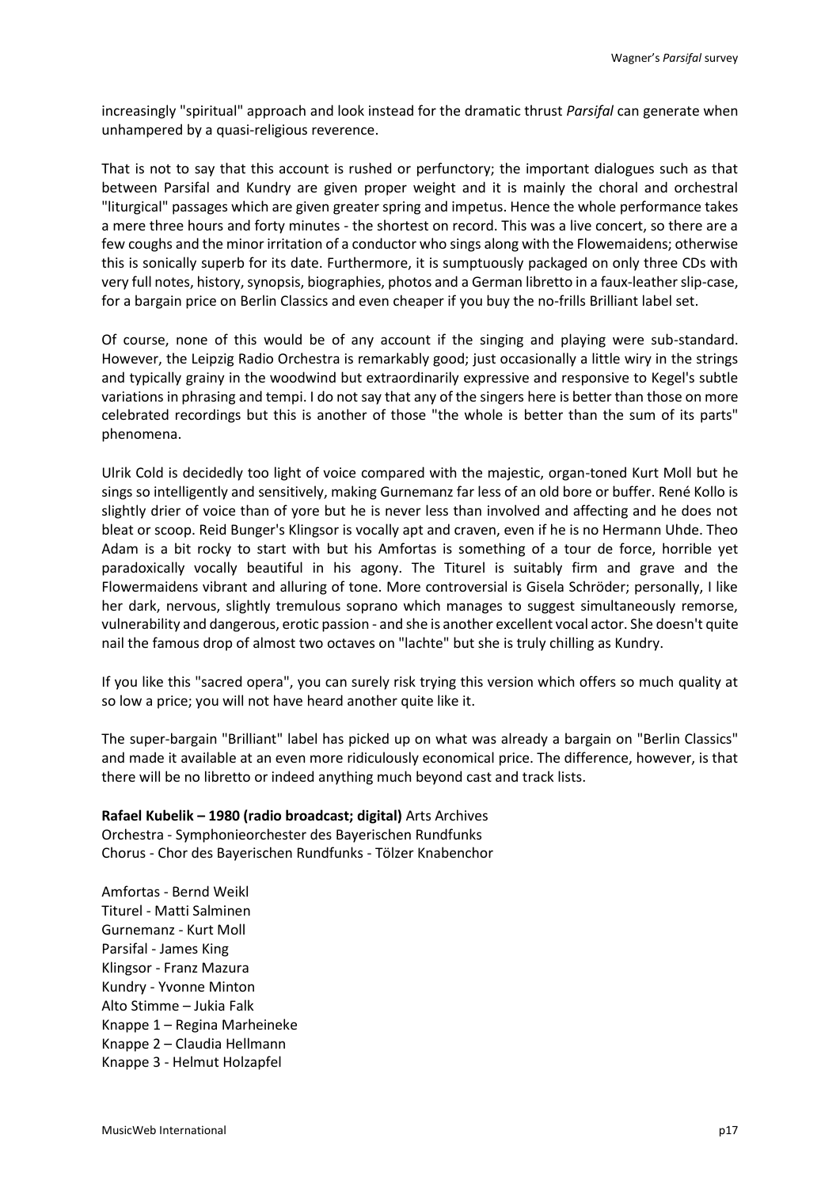increasingly "spiritual" approach and look instead for the dramatic thrust *Parsifal* can generate when unhampered by a quasi-religious reverence.

That is not to say that this account is rushed or perfunctory; the important dialogues such as that between Parsifal and Kundry are given proper weight and it is mainly the choral and orchestral "liturgical" passages which are given greater spring and impetus. Hence the whole performance takes a mere three hours and forty minutes - the shortest on record. This was a live concert, so there are a few coughs and the minor irritation of a conductor who sings along with the Flowemaidens; otherwise this is sonically superb for its date. Furthermore, it is sumptuously packaged on only three CDs with very full notes, history, synopsis, biographies, photos and a German libretto in a faux-leather slip-case, for a bargain price on Berlin Classics and even cheaper if you buy the no-frills Brilliant label set.

Of course, none of this would be of any account if the singing and playing were sub-standard. However, the Leipzig Radio Orchestra is remarkably good; just occasionally a little wiry in the strings and typically grainy in the woodwind but extraordinarily expressive and responsive to Kegel's subtle variations in phrasing and tempi. I do not say that any of the singers here is better than those on more celebrated recordings but this is another of those "the whole is better than the sum of its parts" phenomena.

Ulrik Cold is decidedly too light of voice compared with the majestic, organ-toned Kurt Moll but he sings so intelligently and sensitively, making Gurnemanz far less of an old bore or buffer. René Kollo is slightly drier of voice than of yore but he is never less than involved and affecting and he does not bleat or scoop. Reid Bunger's Klingsor is vocally apt and craven, even if he is no Hermann Uhde. Theo Adam is a bit rocky to start with but his Amfortas is something of a tour de force, horrible yet paradoxically vocally beautiful in his agony. The Titurel is suitably firm and grave and the Flowermaidens vibrant and alluring of tone. More controversial is Gisela Schröder; personally, I like her dark, nervous, slightly tremulous soprano which manages to suggest simultaneously remorse, vulnerability and dangerous, erotic passion - and she is another excellent vocal actor. She doesn't quite nail the famous drop of almost two octaves on "lachte" but she is truly chilling as Kundry.

If you like this "sacred opera", you can surely risk trying this version which offers so much quality at so low a price; you will not have heard another quite like it.

The super-bargain "Brilliant" label has picked up on what was already a bargain on "Berlin Classics" and made it available at an even more ridiculously economical price. The difference, however, is that there will be no libretto or indeed anything much beyond cast and track lists.

**Rafael Kubelik – 1980 (radio broadcast; digital)** Arts Archives
Orchestra - Symphonieorchester des Bayerischen Rundfunks
Chorus - Chor des Bayerischen Rundfunks - Tölzer Knabenchor

Amfortas - Bernd Weikl
Titurel - Matti Salminen
Gurnemanz - Kurt Moll
Parsifal - James King
Klingsor - Franz Mazura
Kundry - Yvonne Minton
Alto Stimme – Jukia Falk
Knappe 1 – Regina Marheineke
Knappe 2 – Claudia Hellmann
Knappe 3 - Helmut Holzapfel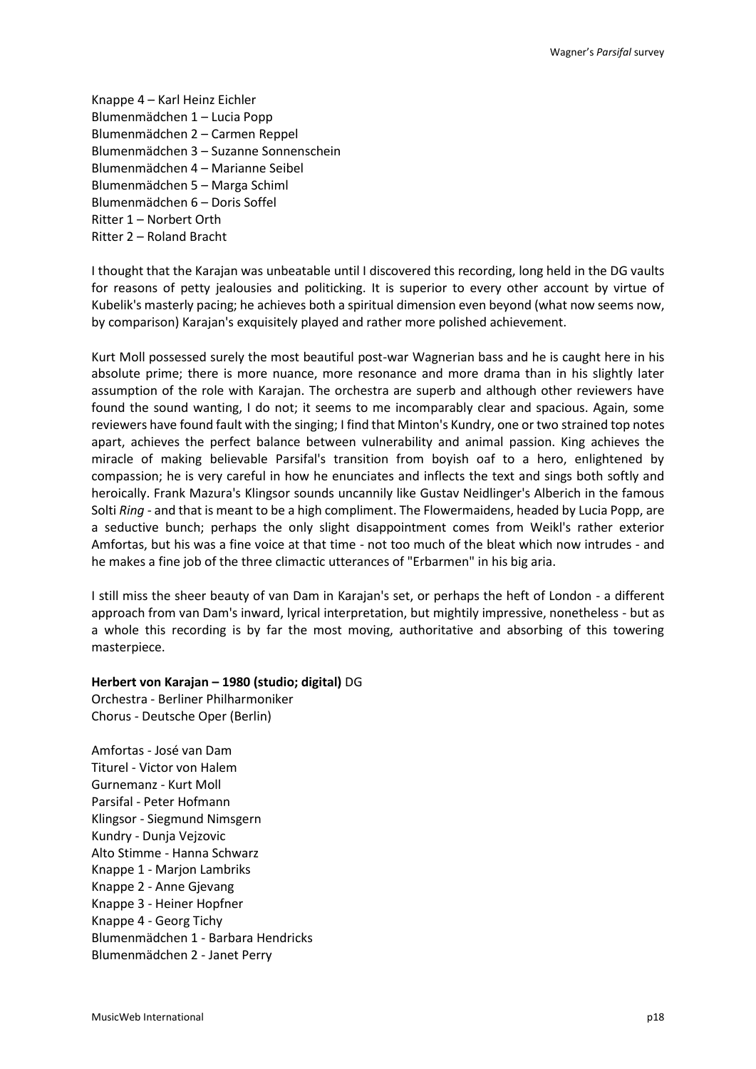Knappe 4 – Karl Heinz Eichler
Blumenmädchen 1 – Lucia Popp
Blumenmädchen 2 – Carmen Reppel
Blumenmädchen 3 – Suzanne Sonnenschein
Blumenmädchen 4 – Marianne Seibel
Blumenmädchen 5 – Marga Schiml
Blumenmädchen 6 – Doris Soffel
Ritter 1 – Norbert Orth
Ritter 2 – Roland Bracht

I thought that the Karajan was unbeatable until I discovered this recording, long held in the DG vaults for reasons of petty jealousies and politicking. It is superior to every other account by virtue of Kubelik's masterly pacing; he achieves both a spiritual dimension even beyond (what now seems now, by comparison) Karajan's exquisitely played and rather more polished achievement.

Kurt Moll possessed surely the most beautiful post-war Wagnerian bass and he is caught here in his absolute prime; there is more nuance, more resonance and more drama than in his slightly later assumption of the role with Karajan. The orchestra are superb and although other reviewers have found the sound wanting, I do not; it seems to me incomparably clear and spacious. Again, some reviewers have found fault with the singing; I find that Minton's Kundry, one or two strained top notes apart, achieves the perfect balance between vulnerability and animal passion. King achieves the miracle of making believable Parsifal's transition from boyish oaf to a hero, enlightened by compassion; he is very careful in how he enunciates and inflects the text and sings both softly and heroically. Frank Mazura's Klingsor sounds uncannily like Gustav Neidlinger's Alberich in the famous Solti *Ring* - and that is meant to be a high compliment. The Flowermaidens, headed by Lucia Popp, are a seductive bunch; perhaps the only slight disappointment comes from Weikl's rather exterior Amfortas, but his was a fine voice at that time - not too much of the bleat which now intrudes - and he makes a fine job of the three climactic utterances of "Erbarmen" in his big aria.

I still miss the sheer beauty of van Dam in Karajan's set, or perhaps the heft of London - a different approach from van Dam's inward, lyrical interpretation, but mightily impressive, nonetheless - but as a whole this recording is by far the most moving, authoritative and absorbing of this towering masterpiece.

**Herbert von Karajan – 1980 (studio; digital)** DG
Orchestra - Berliner Philharmoniker
Chorus - Deutsche Oper (Berlin)

Amfortas - José van Dam
Titurel - Victor von Halem
Gurnemanz - Kurt Moll
Parsifal - Peter Hofmann
Klingsor - Siegmund Nimsgern
Kundry - Dunja Vejzovic
Alto Stimme - Hanna Schwarz
Knappe 1 - Marjon Lambriks
Knappe 2 - Anne Gjevang
Knappe 3 - Heiner Hopfner
Knappe 4 - Georg Tichy
Blumenmädchen 1 - Barbara Hendricks
Blumenmädchen 2 - Janet Perry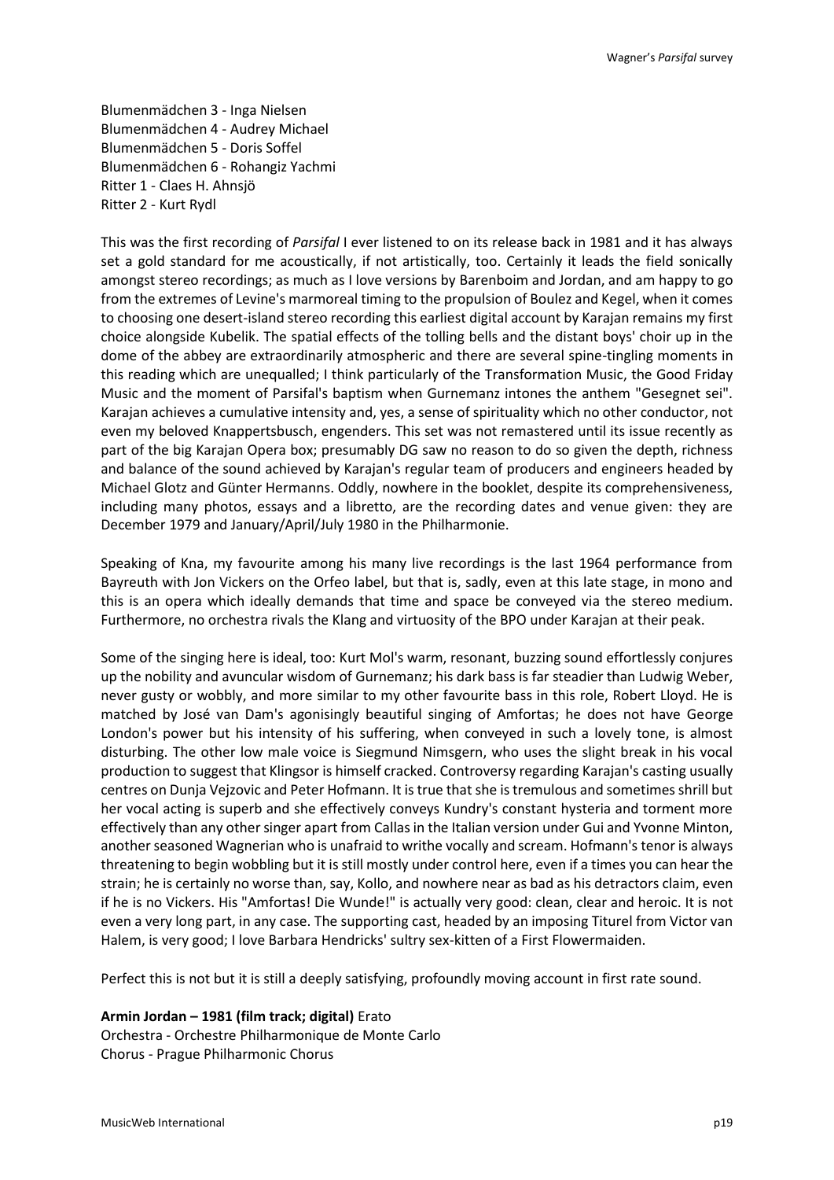Blumenmädchen 3 - Inga Nielsen
Blumenmädchen 4 - Audrey Michael
Blumenmädchen 5 - Doris Soffel
Blumenmädchen 6 - Rohangiz Yachmi
Ritter 1 - Claes H. Ahnsjö
Ritter 2 - Kurt Rydl

This was the first recording of *Parsifal* I ever listened to on its release back in 1981 and it has always set a gold standard for me acoustically, if not artistically, too. Certainly it leads the field sonically amongst stereo recordings; as much as I love versions by Barenboim and Jordan, and am happy to go from the extremes of Levine's marmoreal timing to the propulsion of Boulez and Kegel, when it comes to choosing one desert-island stereo recording this earliest digital account by Karajan remains my first choice alongside Kubelik. The spatial effects of the tolling bells and the distant boys' choir up in the dome of the abbey are extraordinarily atmospheric and there are several spine-tingling moments in this reading which are unequalled; I think particularly of the Transformation Music, the Good Friday Music and the moment of Parsifal's baptism when Gurnemanz intones the anthem "Gesegnet sei". Karajan achieves a cumulative intensity and, yes, a sense of spirituality which no other conductor, not even my beloved Knappertsbusch, engenders. This set was not remastered until its issue recently as part of the big Karajan Opera box; presumably DG saw no reason to do so given the depth, richness and balance of the sound achieved by Karajan's regular team of producers and engineers headed by Michael Glotz and Günter Hermanns. Oddly, nowhere in the booklet, despite its comprehensiveness, including many photos, essays and a libretto, are the recording dates and venue given: they are December 1979 and January/April/July 1980 in the Philharmonie.

Speaking of Kna, my favourite among his many live recordings is the last 1964 performance from Bayreuth with Jon Vickers on the Orfeo label, but that is, sadly, even at this late stage, in mono and this is an opera which ideally demands that time and space be conveyed via the stereo medium. Furthermore, no orchestra rivals the Klang and virtuosity of the BPO under Karajan at their peak.

Some of the singing here is ideal, too: Kurt Mol's warm, resonant, buzzing sound effortlessly conjures up the nobility and avuncular wisdom of Gurnemanz; his dark bass is far steadier than Ludwig Weber, never gusty or wobbly, and more similar to my other favourite bass in this role, Robert Lloyd. He is matched by José van Dam's agonisingly beautiful singing of Amfortas; he does not have George London's power but his intensity of his suffering, when conveyed in such a lovely tone, is almost disturbing. The other low male voice is Siegmund Nimsgern, who uses the slight break in his vocal production to suggest that Klingsor is himself cracked. Controversy regarding Karajan's casting usually centres on Dunja Vejzovic and Peter Hofmann. It is true that she is tremulous and sometimes shrill but her vocal acting is superb and she effectively conveys Kundry's constant hysteria and torment more effectively than any other singer apart from Callas in the Italian version under Gui and Yvonne Minton, another seasoned Wagnerian who is unafraid to writhe vocally and scream. Hofmann's tenor is always threatening to begin wobbling but it is still mostly under control here, even if a times you can hear the strain; he is certainly no worse than, say, Kollo, and nowhere near as bad as his detractors claim, even if he is no Vickers. His "Amfortas! Die Wunde!" is actually very good: clean, clear and heroic. It is not even a very long part, in any case. The supporting cast, headed by an imposing Titurel from Victor van Halem, is very good; I love Barbara Hendricks' sultry sex-kitten of a First Flowermaiden.

Perfect this is not but it is still a deeply satisfying, profoundly moving account in first rate sound.

**Armin Jordan – 1981 (film track; digital)** Erato
Orchestra - Orchestre Philharmonique de Monte Carlo
Chorus - Prague Philharmonic Chorus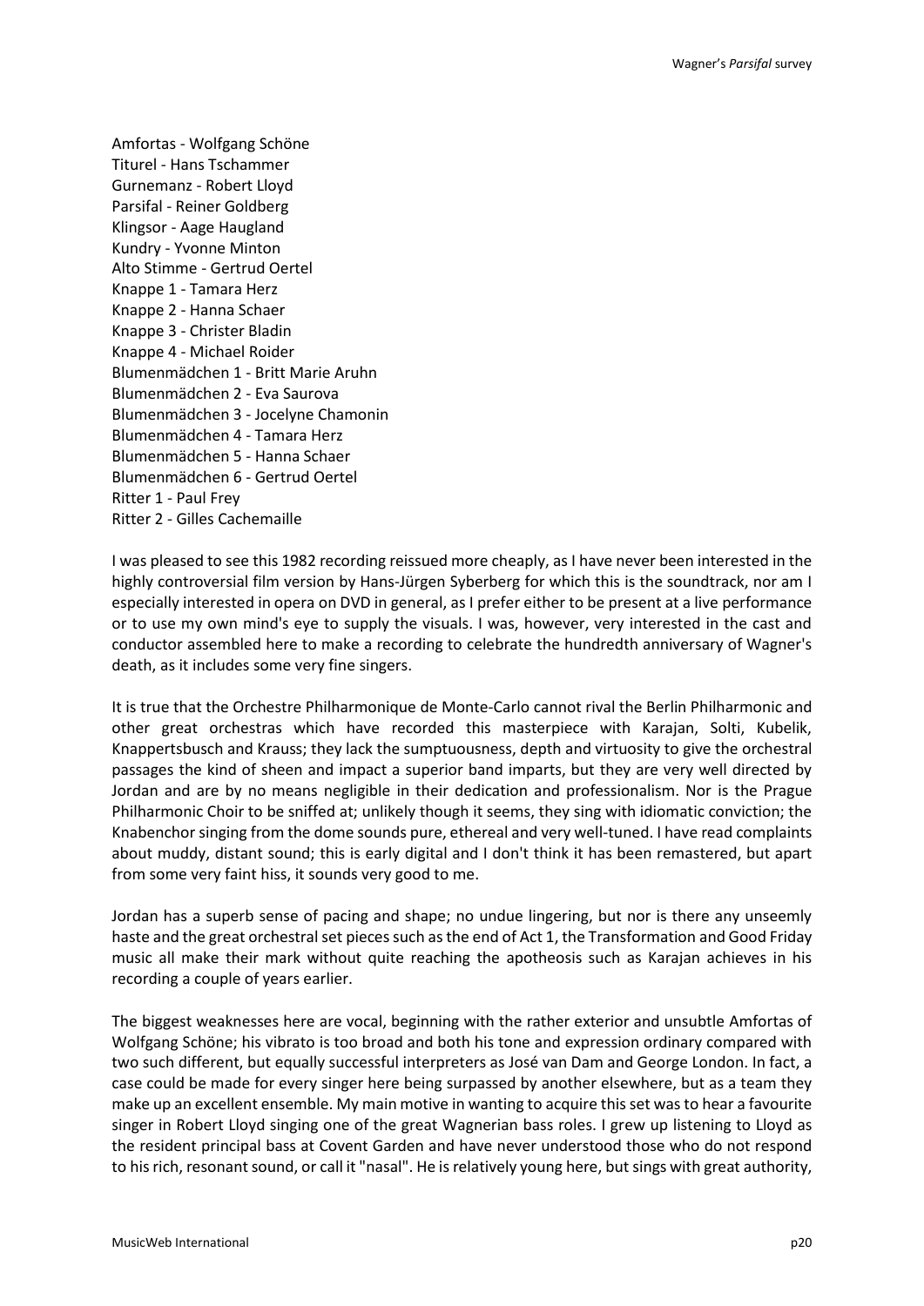Amfortas - Wolfgang Schöne
Titurel - Hans Tschammer
Gurnemanz - Robert Lloyd
Parsifal - Reiner Goldberg
Klingsor - Aage Haugland
Kundry - Yvonne Minton
Alto Stimme - Gertrud Oertel
Knappe 1 - Tamara Herz
Knappe 2 - Hanna Schaer
Knappe 3 - Christer Bladin
Knappe 4 - Michael Roider
Blumenmädchen 1 - Britt Marie Aruhn
Blumenmädchen 2 - Eva Saurova
Blumenmädchen 3 - Jocelyne Chamonin
Blumenmädchen 4 - Tamara Herz
Blumenmädchen 5 - Hanna Schaer
Blumenmädchen 6 - Gertrud Oertel
Ritter 1 - Paul Frey
Ritter 2 - Gilles Cachemaille

I was pleased to see this 1982 recording reissued more cheaply, as I have never been interested in the highly controversial film version by Hans-Jürgen Syberberg for which this is the soundtrack, nor am I especially interested in opera on DVD in general, as I prefer either to be present at a live performance or to use my own mind's eye to supply the visuals. I was, however, very interested in the cast and conductor assembled here to make a recording to celebrate the hundredth anniversary of Wagner's death, as it includes some very fine singers.

It is true that the Orchestre Philharmonique de Monte-Carlo cannot rival the Berlin Philharmonic and other great orchestras which have recorded this masterpiece with Karajan, Solti, Kubelik, Knappertsbusch and Krauss; they lack the sumptuousness, depth and virtuosity to give the orchestral passages the kind of sheen and impact a superior band imparts, but they are very well directed by Jordan and are by no means negligible in their dedication and professionalism. Nor is the Prague Philharmonic Choir to be sniffed at; unlikely though it seems, they sing with idiomatic conviction; the Knabenchor singing from the dome sounds pure, ethereal and very well-tuned. I have read complaints about muddy, distant sound; this is early digital and I don't think it has been remastered, but apart from some very faint hiss, it sounds very good to me.

Jordan has a superb sense of pacing and shape; no undue lingering, but nor is there any unseemly haste and the great orchestral set pieces such as the end of Act 1, the Transformation and Good Friday music all make their mark without quite reaching the apotheosis such as Karajan achieves in his recording a couple of years earlier.

The biggest weaknesses here are vocal, beginning with the rather exterior and unsubtle Amfortas of Wolfgang Schöne; his vibrato is too broad and both his tone and expression ordinary compared with two such different, but equally successful interpreters as José van Dam and George London. In fact, a case could be made for every singer here being surpassed by another elsewhere, but as a team they make up an excellent ensemble. My main motive in wanting to acquire this set was to hear a favourite singer in Robert Lloyd singing one of the great Wagnerian bass roles. I grew up listening to Lloyd as the resident principal bass at Covent Garden and have never understood those who do not respond to his rich, resonant sound, or call it "nasal". He is relatively young here, but sings with great authority,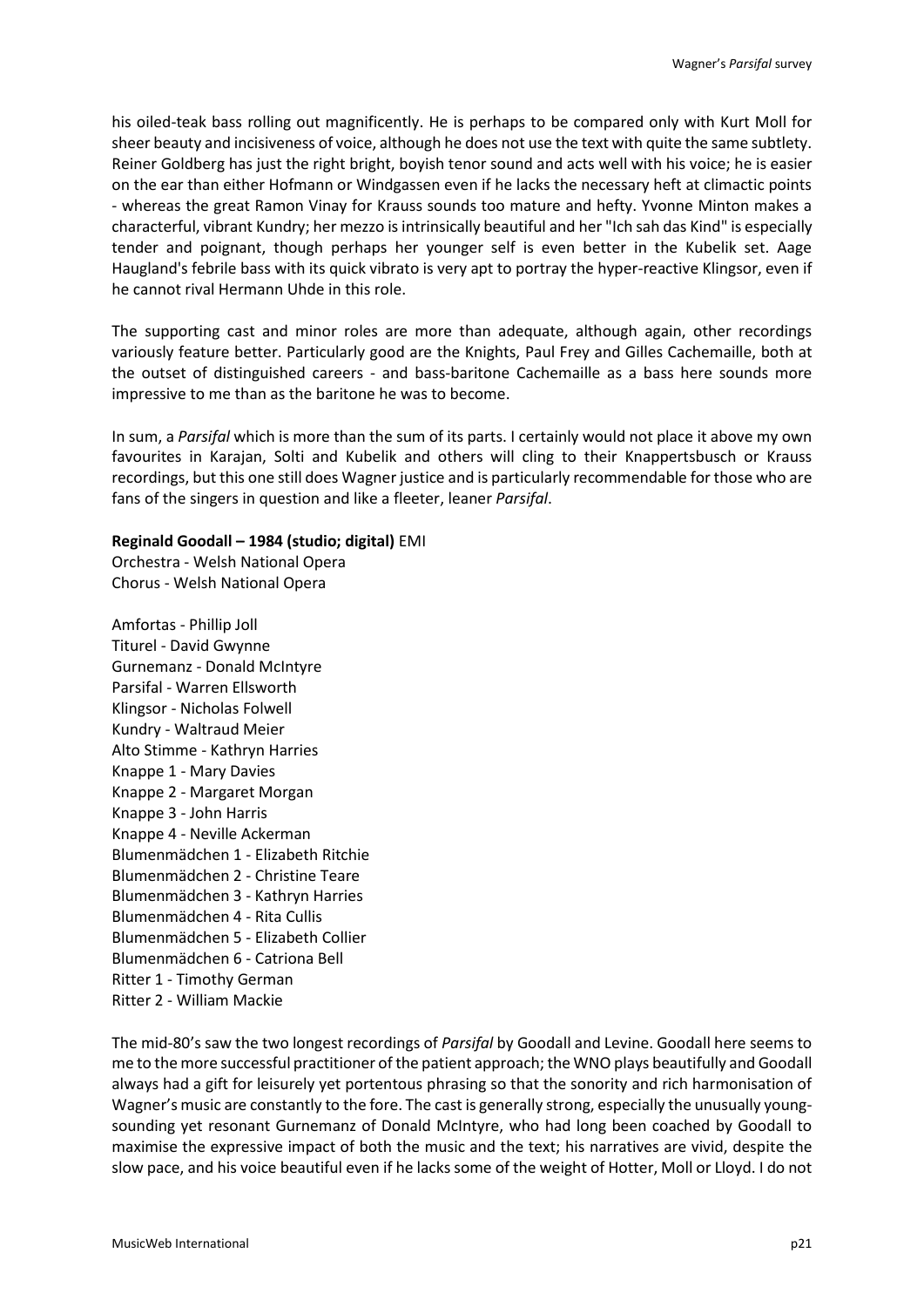his oiled-teak bass rolling out magnificently. He is perhaps to be compared only with Kurt Moll for sheer beauty and incisiveness of voice, although he does not use the text with quite the same subtlety. Reiner Goldberg has just the right bright, boyish tenor sound and acts well with his voice; he is easier on the ear than either Hofmann or Windgassen even if he lacks the necessary heft at climactic points - whereas the great Ramon Vinay for Krauss sounds too mature and hefty. Yvonne Minton makes a characterful, vibrant Kundry; her mezzo is intrinsically beautiful and her "Ich sah das Kind" is especially tender and poignant, though perhaps her younger self is even better in the Kubelik set. Aage Haugland's febrile bass with its quick vibrato is very apt to portray the hyper-reactive Klingsor, even if he cannot rival Hermann Uhde in this role.

The supporting cast and minor roles are more than adequate, although again, other recordings variously feature better. Particularly good are the Knights, Paul Frey and Gilles Cachemaille, both at the outset of distinguished careers - and bass-baritone Cachemaille as a bass here sounds more impressive to me than as the baritone he was to become.

In sum, a *Parsifal* which is more than the sum of its parts. I certainly would not place it above my own favourites in Karajan, Solti and Kubelik and others will cling to their Knappertsbusch or Krauss recordings, but this one still does Wagner justice and is particularly recommendable for those who are fans of the singers in question and like a fleeter, leaner *Parsifal*.

**Reginald Goodall – 1984 (studio; digital)** EMI
Orchestra - Welsh National Opera
Chorus - Welsh National Opera

Amfortas - Phillip Joll
Titurel - David Gwynne
Gurnemanz - Donald McIntyre
Parsifal - Warren Ellsworth
Klingsor - Nicholas Folwell
Kundry - Waltraud Meier
Alto Stimme - Kathryn Harries
Knappe 1 - Mary Davies
Knappe 2 - Margaret Morgan
Knappe 3 - John Harris
Knappe 4 - Neville Ackerman
Blumenmädchen 1 - Elizabeth Ritchie
Blumenmädchen 2 - Christine Teare
Blumenmädchen 3 - Kathryn Harries
Blumenmädchen 4 - Rita Cullis
Blumenmädchen 5 - Elizabeth Collier
Blumenmädchen 6 - Catriona Bell
Ritter 1 - Timothy German
Ritter 2 - William Mackie

The mid-80's saw the two longest recordings of *Parsifal* by Goodall and Levine. Goodall here seems to me to the more successful practitioner of the patient approach; the WNO plays beautifully and Goodall always had a gift for leisurely yet portentous phrasing so that the sonority and rich harmonisation of Wagner's music are constantly to the fore. The cast is generally strong, especially the unusually young-sounding yet resonant Gurnemanz of Donald McIntyre, who had long been coached by Goodall to maximise the expressive impact of both the music and the text; his narratives are vivid, despite the slow pace, and his voice beautiful even if he lacks some of the weight of Hotter, Moll or Lloyd. I do not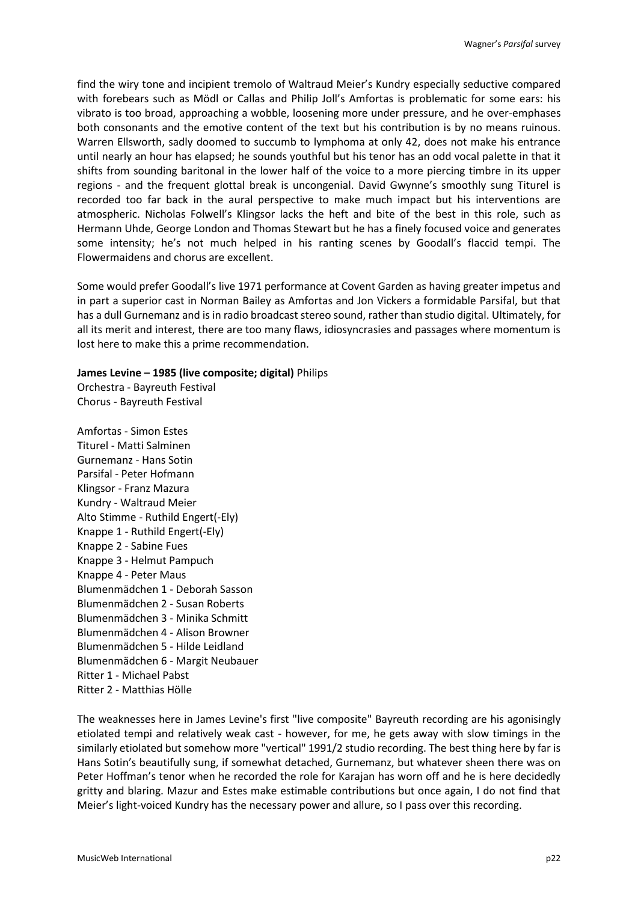find the wiry tone and incipient tremolo of Waltraud Meier's Kundry especially seductive compared with forebears such as Mödl or Callas and Philip Joll's Amfortas is problematic for some ears: his vibrato is too broad, approaching a wobble, loosening more under pressure, and he over-emphases both consonants and the emotive content of the text but his contribution is by no means ruinous. Warren Ellsworth, sadly doomed to succumb to lymphoma at only 42, does not make his entrance until nearly an hour has elapsed; he sounds youthful but his tenor has an odd vocal palette in that it shifts from sounding baritonal in the lower half of the voice to a more piercing timbre in its upper regions - and the frequent glottal break is uncongenial. David Gwynne's smoothly sung Titurel is recorded too far back in the aural perspective to make much impact but his interventions are atmospheric. Nicholas Folwell's Klingsor lacks the heft and bite of the best in this role, such as Hermann Uhde, George London and Thomas Stewart but he has a finely focused voice and generates some intensity; he's not much helped in his ranting scenes by Goodall's flaccid tempi. The Flowermaidens and chorus are excellent.

Some would prefer Goodall's live 1971 performance at Covent Garden as having greater impetus and in part a superior cast in Norman Bailey as Amfortas and Jon Vickers a formidable Parsifal, but that has a dull Gurnemanz and is in radio broadcast stereo sound, rather than studio digital. Ultimately, for all its merit and interest, there are too many flaws, idiosyncrasies and passages where momentum is lost here to make this a prime recommendation.

**James Levine – 1985 (live composite; digital)** Philips
Orchestra - Bayreuth Festival
Chorus - Bayreuth Festival

Amfortas - Simon Estes
Titurel - Matti Salminen
Gurnemanz - Hans Sotin
Parsifal - Peter Hofmann
Klingsor - Franz Mazura
Kundry - Waltraud Meier
Alto Stimme - Ruthild Engert(-Ely)
Knappe 1 - Ruthild Engert(-Ely)
Knappe 2 - Sabine Fues
Knappe 3 - Helmut Pampuch
Knappe 4 - Peter Maus
Blumenmädchen 1 - Deborah Sasson
Blumenmädchen 2 - Susan Roberts
Blumenmädchen 3 - Minika Schmitt
Blumenmädchen 4 - Alison Browner
Blumenmädchen 5 - Hilde Leidland
Blumenmädchen 6 - Margit Neubauer
Ritter 1 - Michael Pabst
Ritter 2 - Matthias Hölle

The weaknesses here in James Levine's first "live composite" Bayreuth recording are his agonisingly etiolated tempi and relatively weak cast - however, for me, he gets away with slow timings in the similarly etiolated but somehow more "vertical" 1991/2 studio recording. The best thing here by far is Hans Sotin's beautifully sung, if somewhat detached, Gurnemanz, but whatever sheen there was on Peter Hoffman's tenor when he recorded the role for Karajan has worn off and he is here decidedly gritty and blaring. Mazur and Estes make estimable contributions but once again, I do not find that Meier's light-voiced Kundry has the necessary power and allure, so I pass over this recording.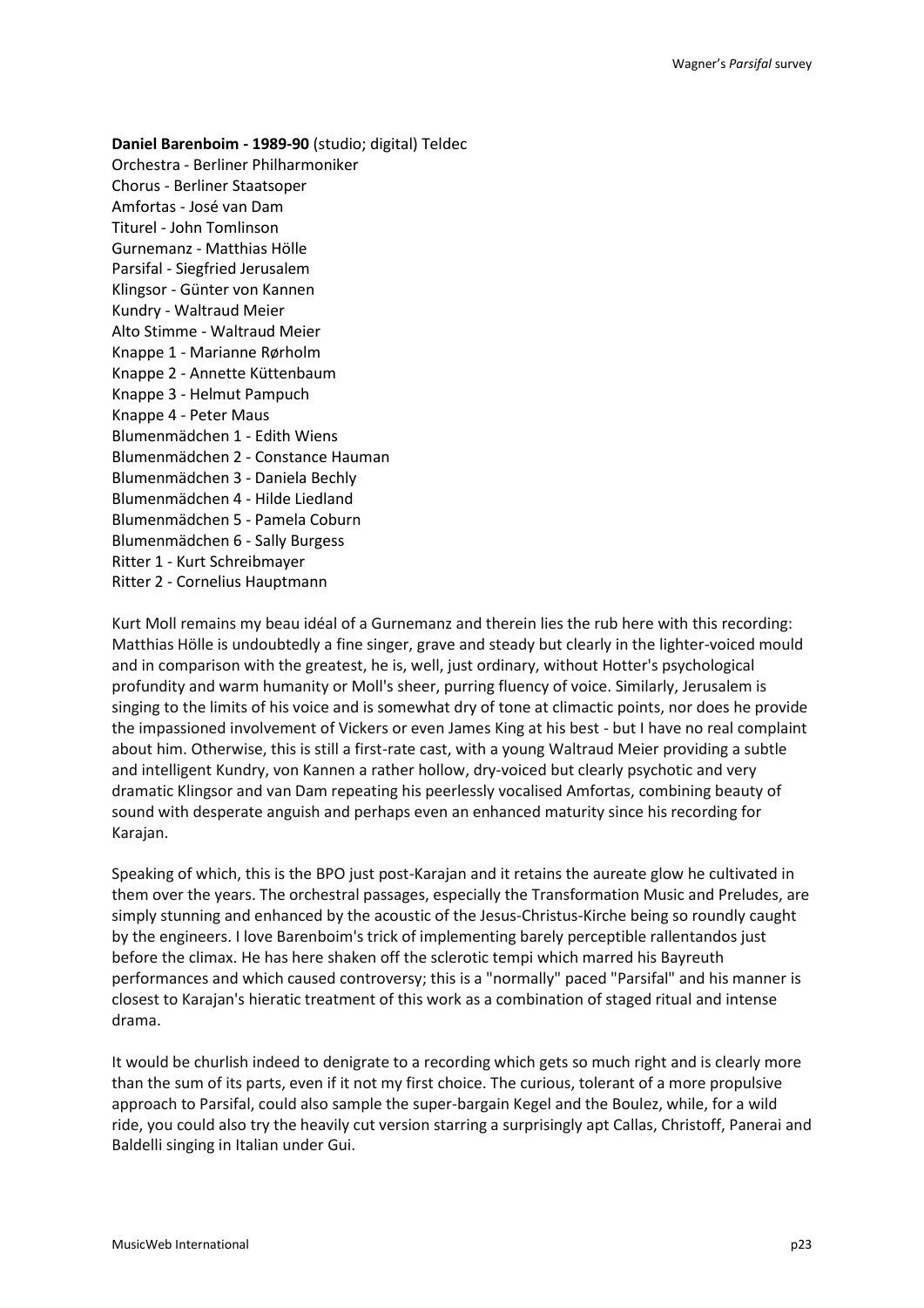**Daniel Barenboim - 1989-90** (studio; digital) Teldec
Orchestra - Berliner Philharmoniker
Chorus - Berliner Staatsoper
Amfortas - José van Dam
Titurel - John Tomlinson
Gurnemanz - Matthias Hölle
Parsifal - Siegfried Jerusalem
Klingsor - Günter von Kannen
Kundry - Waltraud Meier
Alto Stimme - Waltraud Meier
Knappe 1 - Marianne Rørholm
Knappe 2 - Annette Küttenbaum
Knappe 3 - Helmut Pampuch
Knappe 4 - Peter Maus
Blumenmädchen 1 - Edith Wiens
Blumenmädchen 2 - Constance Hauman
Blumenmädchen 3 - Daniela Bechly
Blumenmädchen 4 - Hilde Liedland
Blumenmädchen 5 - Pamela Coburn
Blumenmädchen 6 - Sally Burgess
Ritter 1 - Kurt Schreibmayer
Ritter 2 - Cornelius Hauptmann

Kurt Moll remains my beau idéal of a Gurnemanz and therein lies the rub here with this recording: Matthias Hölle is undoubtedly a fine singer, grave and steady but clearly in the lighter-voiced mould and in comparison with the greatest, he is, well, just ordinary, without Hotter's psychological profundity and warm humanity or Moll's sheer, purring fluency of voice. Similarly, Jerusalem is singing to the limits of his voice and is somewhat dry of tone at climactic points, nor does he provide the impassioned involvement of Vickers or even James King at his best - but I have no real complaint about him. Otherwise, this is still a first-rate cast, with a young Waltraud Meier providing a subtle and intelligent Kundry, von Kannen a rather hollow, dry-voiced but clearly psychotic and very dramatic Klingsor and van Dam repeating his peerlessly vocalised Amfortas, combining beauty of sound with desperate anguish and perhaps even an enhanced maturity since his recording for Karajan.

Speaking of which, this is the BPO just post-Karajan and it retains the aureate glow he cultivated in them over the years. The orchestral passages, especially the Transformation Music and Preludes, are simply stunning and enhanced by the acoustic of the Jesus-Christus-Kirche being so roundly caught by the engineers. I love Barenboim's trick of implementing barely perceptible rallentandos just before the climax. He has here shaken off the sclerotic tempi which marred his Bayreuth performances and which caused controversy; this is a "normally" paced "Parsifal" and his manner is closest to Karajan's hieratic treatment of this work as a combination of staged ritual and intense drama.

It would be churlish indeed to denigrate to a recording which gets so much right and is clearly more than the sum of its parts, even if it not my first choice. The curious, tolerant of a more propulsive approach to Parsifal, could also sample the super-bargain Kegel and the Boulez, while, for a wild ride, you could also try the heavily cut version starring a surprisingly apt Callas, Christoff, Panerai and Baldelli singing in Italian under Gui.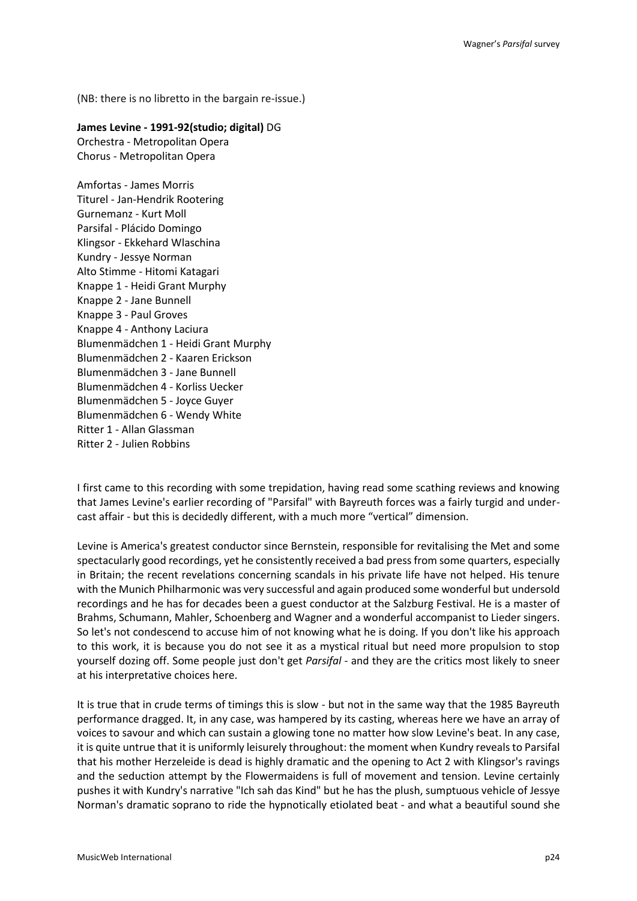(NB: there is no libretto in the bargain re-issue.)

**James Levine - 1991-92(studio; digital)** DG
Orchestra - Metropolitan Opera
Chorus - Metropolitan Opera

Amfortas - James Morris
Titurel - Jan-Hendrik Rootering
Gurnemanz - Kurt Moll
Parsifal - Plácido Domingo
Klingsor - Ekkehard Wlaschina
Kundry - Jessye Norman
Alto Stimme - Hitomi Katagari
Knappe 1 - Heidi Grant Murphy
Knappe 2 - Jane Bunnell
Knappe 3 - Paul Groves
Knappe 4 - Anthony Laciura
Blumenmädchen 1 - Heidi Grant Murphy
Blumenmädchen 2 - Kaaren Erickson
Blumenmädchen 3 - Jane Bunnell
Blumenmädchen 4 - Korliss Uecker
Blumenmädchen 5 - Joyce Guyer
Blumenmädchen 6 - Wendy White
Ritter 1 - Allan Glassman
Ritter 2 - Julien Robbins

I first came to this recording with some trepidation, having read some scathing reviews and knowing that James Levine's earlier recording of "Parsifal" with Bayreuth forces was a fairly turgid and under-cast affair - but this is decidedly different, with a much more "vertical" dimension.

Levine is America's greatest conductor since Bernstein, responsible for revitalising the Met and some spectacularly good recordings, yet he consistently received a bad press from some quarters, especially in Britain; the recent revelations concerning scandals in his private life have not helped. His tenure with the Munich Philharmonic was very successful and again produced some wonderful but undersold recordings and he has for decades been a guest conductor at the Salzburg Festival. He is a master of Brahms, Schumann, Mahler, Schoenberg and Wagner and a wonderful accompanist to Lieder singers. So let's not condescend to accuse him of not knowing what he is doing. If you don't like his approach to this work, it is because you do not see it as a mystical ritual but need more propulsion to stop yourself dozing off. Some people just don't get *Parsifal* - and they are the critics most likely to sneer at his interpretative choices here.

It is true that in crude terms of timings this is slow - but not in the same way that the 1985 Bayreuth performance dragged. It, in any case, was hampered by its casting, whereas here we have an array of voices to savour and which can sustain a glowing tone no matter how slow Levine's beat. In any case, it is quite untrue that it is uniformly leisurely throughout: the moment when Kundry reveals to Parsifal that his mother Herzeleide is dead is highly dramatic and the opening to Act 2 with Klingsor's ravings and the seduction attempt by the Flowermaidens is full of movement and tension. Levine certainly pushes it with Kundry's narrative "Ich sah das Kind" but he has the plush, sumptuous vehicle of Jessye Norman's dramatic soprano to ride the hypnotically etiolated beat - and what a beautiful sound she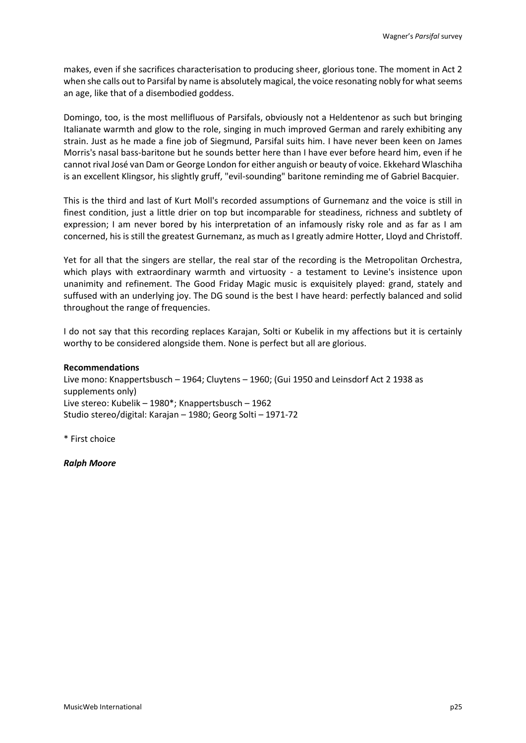makes, even if she sacrifices characterisation to producing sheer, glorious tone. The moment in Act 2 when she calls out to Parsifal by name is absolutely magical, the voice resonating nobly for what seems an age, like that of a disembodied goddess.

Domingo, too, is the most mellifluous of Parsifals, obviously not a Heldentenor as such but bringing Italianate warmth and glow to the role, singing in much improved German and rarely exhibiting any strain. Just as he made a fine job of Siegmund, Parsifal suits him. I have never been keen on James Morris's nasal bass-baritone but he sounds better here than I have ever before heard him, even if he cannot rival José van Dam or George London for either anguish or beauty of voice. Ekkehard Wlaschiha is an excellent Klingsor, his slightly gruff, "evil-sounding" baritone reminding me of Gabriel Bacquier.

This is the third and last of Kurt Moll's recorded assumptions of Gurnemanz and the voice is still in finest condition, just a little drier on top but incomparable for steadiness, richness and subtlety of expression; I am never bored by his interpretation of an infamously risky role and as far as I am concerned, his is still the greatest Gurnemanz, as much as I greatly admire Hotter, Lloyd and Christoff.

Yet for all that the singers are stellar, the real star of the recording is the Metropolitan Orchestra, which plays with extraordinary warmth and virtuosity - a testament to Levine's insistence upon unanimity and refinement. The Good Friday Magic music is exquisitely played: grand, stately and suffused with an underlying joy. The DG sound is the best I have heard: perfectly balanced and solid throughout the range of frequencies.

I do not say that this recording replaces Karajan, Solti or Kubelik in my affections but it is certainly worthy to be considered alongside them. None is perfect but all are glorious.

**Recommendations**

Live mono: Knappertsbusch – 1964; Cluytens – 1960; (Gui 1950 and Leinsdorf Act 2 1938 as supplements only)
Live stereo: Kubelik – 1980*; Knappertsbusch – 1962
Studio stereo/digital: Karajan – 1980; Georg Solti – 1971-72

* First choice

***Ralph Moore***